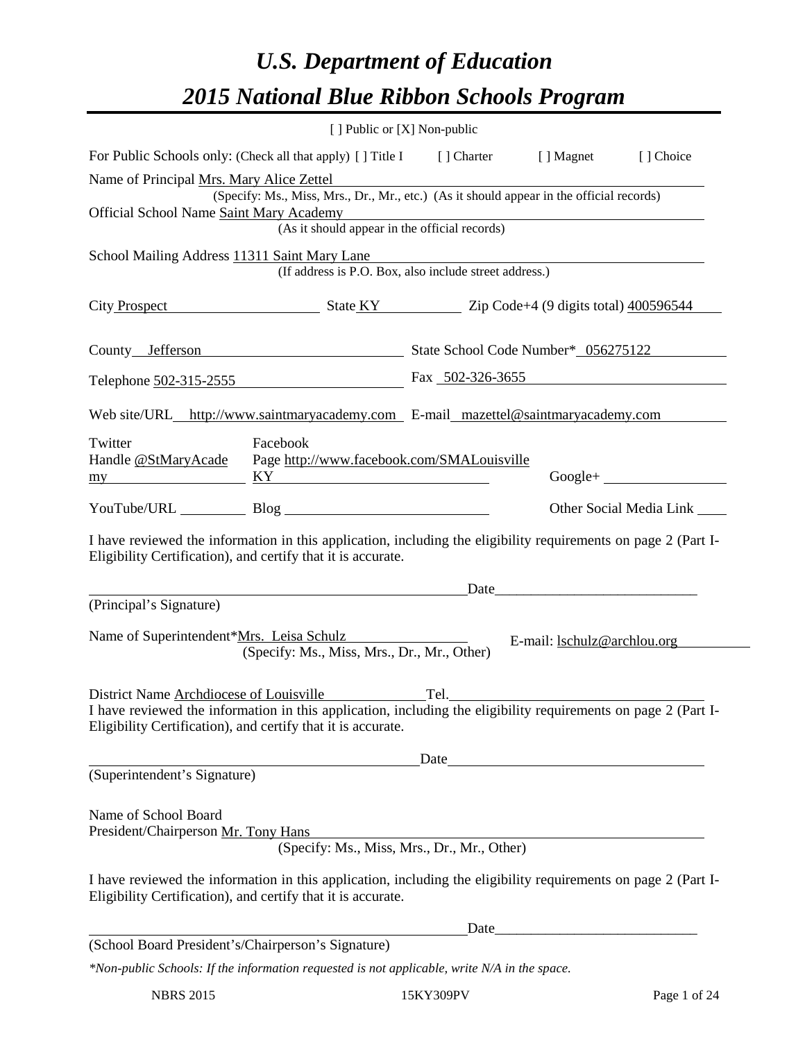# U.S. Department of Education

# 2015 National Blue Ribbon Schools Program

[ ] Public or [X] Non-public

For Public Schools only: (Check all that apply) [ ] Title I [ ] Charter [ ] Magnet [ ] Choice

Name of Principal Mrs. Mary Alice Zettel

(Specify: Ms., Miss, Mrs., Dr., Mr., etc.) (As it should appear in the official records)

Official School Name Saint Mary Academy

(As it should appear in the official records)

School Mailing Address 11311 Saint Mary Lane

(If address is P.O. Box, also include street address.)

City Prospect State KY Zip Code+4 (9 digits total) 400596544

County Jefferson State School Code Number* 056275122

Telephone 502-315-2555 Fax 502-326-3655

Web site/URL http://www.saintmaryacademy.com E-mail mazettel@saintmaryacademy.com

Twitter Handle @StMaryAcademy Facebook Page http://www.facebook.com/SMALouisvilleKY Google+

YouTube/URL Blog Other Social Media Link

I have reviewed the information in this application, including the eligibility requirements on page 2 (Part I-Eligibility Certification), and certify that it is accurate.

Date\_\_\_\_\_\_\_\_\_\_\_\_\_\_\_\_\_\_\_\_\_\_\_\_\_\_\_\_

(Principal's Signature)

Name of Superintendent*Mrs. Leisa Schulz E-mail: lschulz@archlou.org

(Specify: Ms., Miss, Mrs., Dr., Mr., Other)

District Name Archdiocese of Louisville Tel.

I have reviewed the information in this application, including the eligibility requirements on page 2 (Part I-Eligibility Certification), and certify that it is accurate.

Date

(Superintendent's Signature)

Name of School Board President/Chairperson Mr. Tony Hans

(Specify: Ms., Miss, Mrs., Dr., Mr., Other)

I have reviewed the information in this application, including the eligibility requirements on page 2 (Part I-Eligibility Certification), and certify that it is accurate.

Date\_\_\_\_\_\_\_\_\_\_\_\_\_\_\_\_\_\_\_\_\_\_\_\_\_\_\_\_

(School Board President's/Chairperson's Signature)

*\*Non-public Schools: If the information requested is not applicable, write N/A in the space.*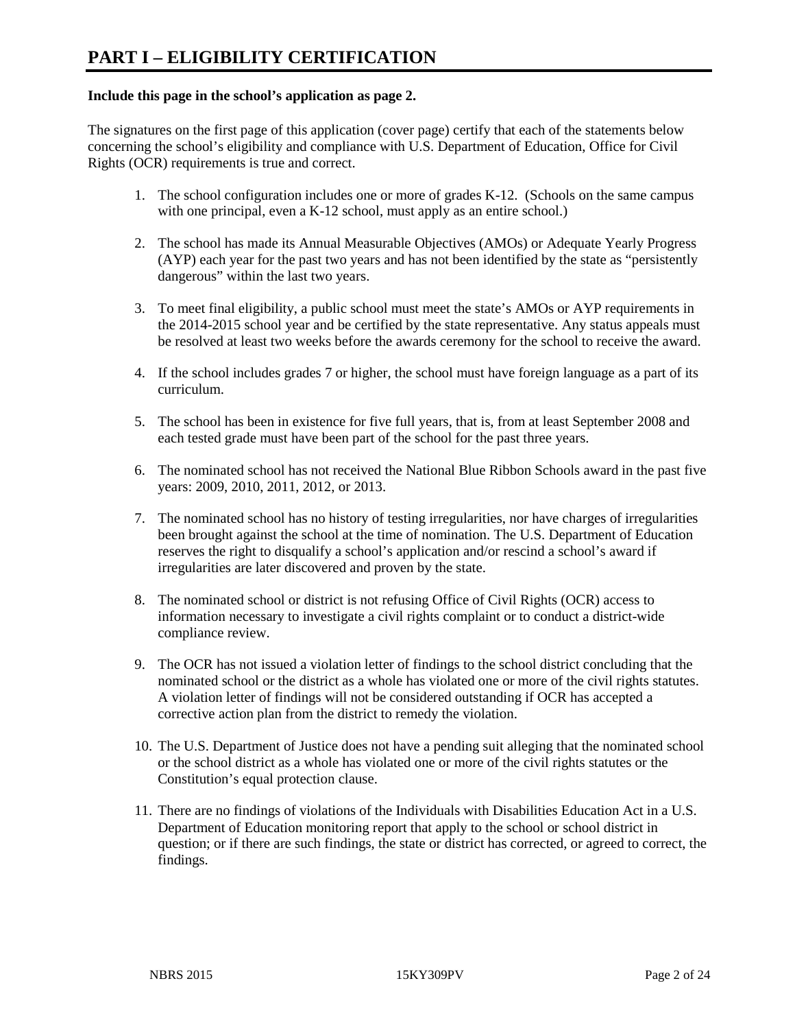# PART I – ELIGIBILITY CERTIFICATION

**Include this page in the school's application as page 2.**

The signatures on the first page of this application (cover page) certify that each of the statements below concerning the school's eligibility and compliance with U.S. Department of Education, Office for Civil Rights (OCR) requirements is true and correct.

1. The school configuration includes one or more of grades K-12. (Schools on the same campus with one principal, even a K-12 school, must apply as an entire school.)

2. The school has made its Annual Measurable Objectives (AMOs) or Adequate Yearly Progress (AYP) each year for the past two years and has not been identified by the state as "persistently dangerous" within the last two years.

3. To meet final eligibility, a public school must meet the state's AMOs or AYP requirements in the 2014-2015 school year and be certified by the state representative. Any status appeals must be resolved at least two weeks before the awards ceremony for the school to receive the award.

4. If the school includes grades 7 or higher, the school must have foreign language as a part of its curriculum.

5. The school has been in existence for five full years, that is, from at least September 2008 and each tested grade must have been part of the school for the past three years.

6. The nominated school has not received the National Blue Ribbon Schools award in the past five years: 2009, 2010, 2011, 2012, or 2013.

7. The nominated school has no history of testing irregularities, nor have charges of irregularities been brought against the school at the time of nomination. The U.S. Department of Education reserves the right to disqualify a school's application and/or rescind a school's award if irregularities are later discovered and proven by the state.

8. The nominated school or district is not refusing Office of Civil Rights (OCR) access to information necessary to investigate a civil rights complaint or to conduct a district-wide compliance review.

9. The OCR has not issued a violation letter of findings to the school district concluding that the nominated school or the district as a whole has violated one or more of the civil rights statutes. A violation letter of findings will not be considered outstanding if OCR has accepted a corrective action plan from the district to remedy the violation.

10. The U.S. Department of Justice does not have a pending suit alleging that the nominated school or the school district as a whole has violated one or more of the civil rights statutes or the Constitution's equal protection clause.

11. There are no findings of violations of the Individuals with Disabilities Education Act in a U.S. Department of Education monitoring report that apply to the school or school district in question; or if there are such findings, the state or district has corrected, or agreed to correct, the findings.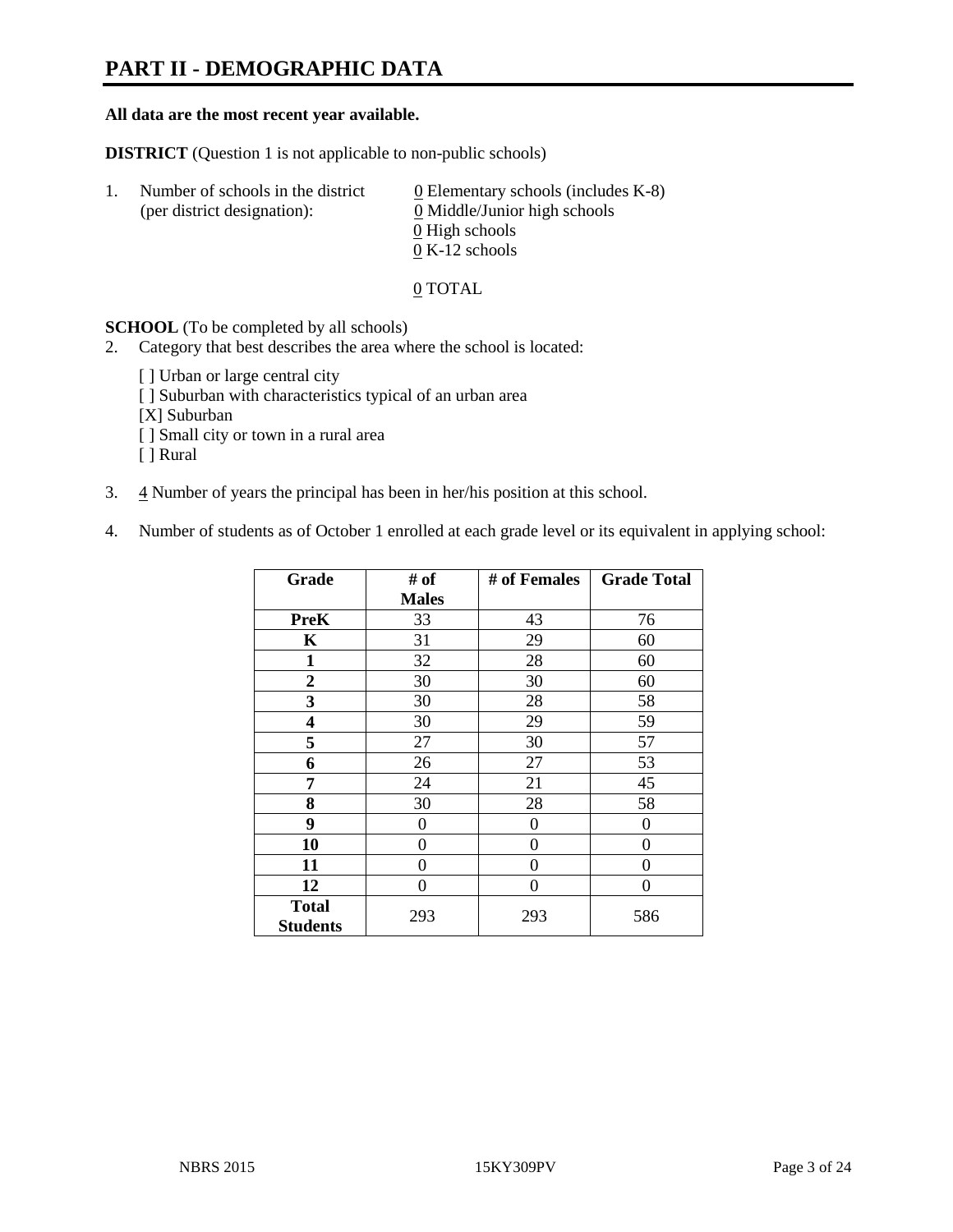# PART II - DEMOGRAPHIC DATA

**All data are the most recent year available.**

**DISTRICT** (Question 1 is not applicable to non-public schools)

1. Number of schools in the district (per district designation):
   - 0 Elementary schools (includes K-8)
   - 0 Middle/Junior high schools
   - 0 High schools
   - 0 K-12 schools

   0 TOTAL

**SCHOOL** (To be completed by all schools)

2. Category that best describes the area where the school is located:

   [ ] Urban or large central city
   [ ] Suburban with characteristics typical of an urban area
   [X] Suburban
   [ ] Small city or town in a rural area
   [ ] Rural

3. 4 Number of years the principal has been in her/his position at this school.

4. Number of students as of October 1 enrolled at each grade level or its equivalent in applying school:

| Grade | # of Males | # of Females | Grade Total |
|---|---|---|---|
| **PreK** | 33 | 43 | 76 |
| **K** | 31 | 29 | 60 |
| **1** | 32 | 28 | 60 |
| **2** | 30 | 30 | 60 |
| **3** | 30 | 28 | 58 |
| **4** | 30 | 29 | 59 |
| **5** | 27 | 30 | 57 |
| **6** | 26 | 27 | 53 |
| **7** | 24 | 21 | 45 |
| **8** | 30 | 28 | 58 |
| **9** | 0 | 0 | 0 |
| **10** | 0 | 0 | 0 |
| **11** | 0 | 0 | 0 |
| **12** | 0 | 0 | 0 |
| **Total Students** | 293 | 293 | 586 |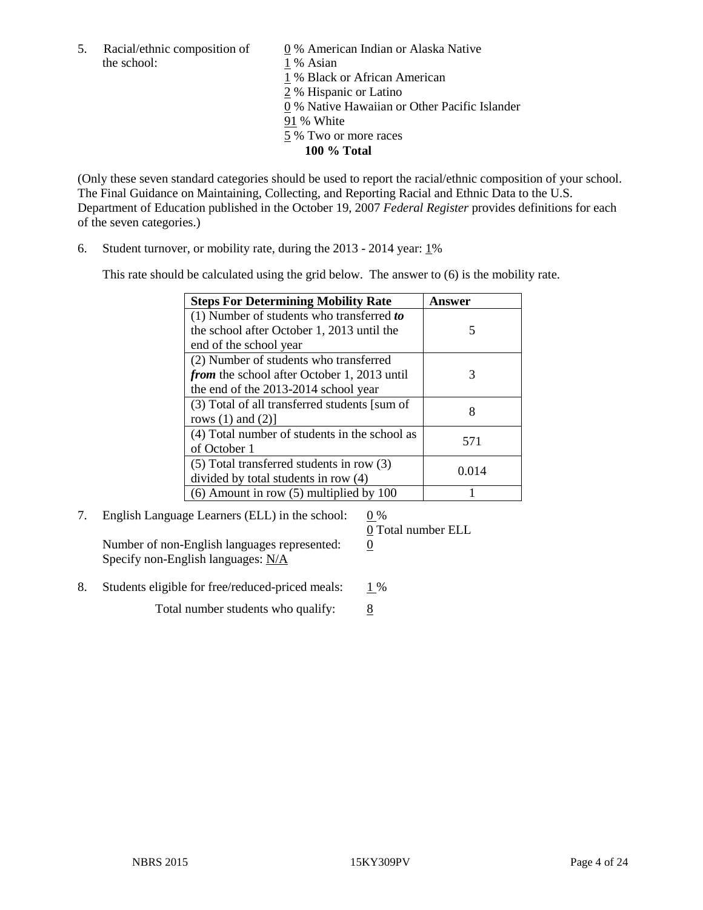5. Racial/ethnic composition of the school:

0 % American Indian or Alaska Native
1 % Asian
1 % Black or African American
2 % Hispanic or Latino
0 % Native Hawaiian or Other Pacific Islander
91 % White
5 % Two or more races
**100 % Total**

(Only these seven standard categories should be used to report the racial/ethnic composition of your school. The Final Guidance on Maintaining, Collecting, and Reporting Racial and Ethnic Data to the U.S. Department of Education published in the October 19, 2007 *Federal Register* provides definitions for each of the seven categories.)

6. Student turnover, or mobility rate, during the 2013 - 2014 year: 1%

This rate should be calculated using the grid below. The answer to (6) is the mobility rate.

| **Steps For Determining Mobility Rate** | **Answer** |
|---|---|
| (1) Number of students who transferred ***to*** the school after October 1, 2013 until the end of the school year | 5 |
| (2) Number of students who transferred ***from*** the school after October 1, 2013 until the end of the 2013-2014 school year | 3 |
| (3) Total of all transferred students [sum of rows (1) and (2)] | 8 |
| (4) Total number of students in the school as of October 1 | 571 |
| (5) Total transferred students in row (3) divided by total students in row (4) | 0.014 |
| (6) Amount in row (5) multiplied by 100 | 1 |

7. English Language Learners (ELL) in the school: 0 %
0 Total number ELL

Number of non-English languages represented: 0
Specify non-English languages: N/A

8. Students eligible for free/reduced-priced meals: 1 %

Total number students who qualify: 8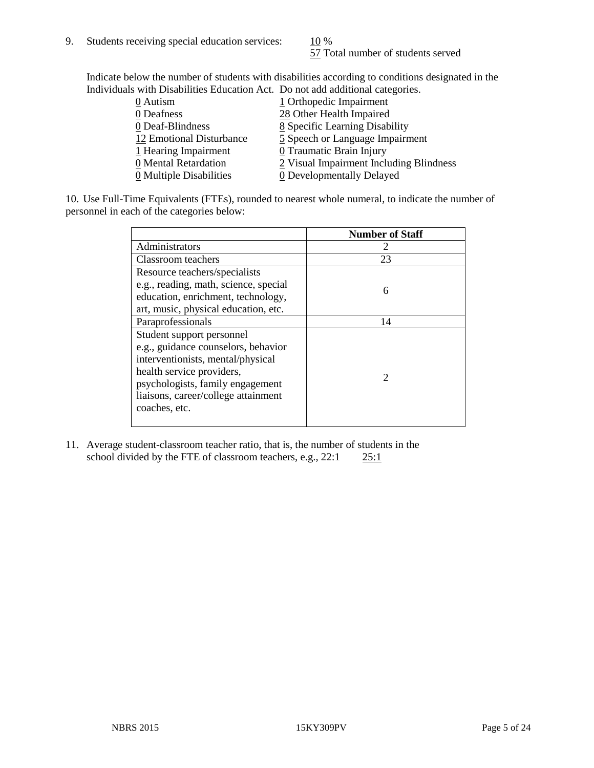9. Students receiving special education services: 10 %
 57 Total number of students served

Indicate below the number of students with disabilities according to conditions designated in the Individuals with Disabilities Education Act. Do not add additional categories.

0 Autism
0 Deafness
0 Deaf-Blindness
12 Emotional Disturbance
1 Hearing Impairment
0 Mental Retardation
0 Multiple Disabilities
1 Orthopedic Impairment
28 Other Health Impaired
8 Specific Learning Disability
5 Speech or Language Impairment
0 Traumatic Brain Injury
2 Visual Impairment Including Blindness
0 Developmentally Delayed

10. Use Full-Time Equivalents (FTEs), rounded to nearest whole numeral, to indicate the number of personnel in each of the categories below:

| | Number of Staff |
|---|---|
| Administrators | 2 |
| Classroom teachers | 23 |
| Resource teachers/specialists e.g., reading, math, science, special education, enrichment, technology, art, music, physical education, etc. | 6 |
| Paraprofessionals | 14 |
| Student support personnel e.g., guidance counselors, behavior interventionists, mental/physical health service providers, psychologists, family engagement liaisons, career/college attainment coaches, etc. | 2 |

11. Average student-classroom teacher ratio, that is, the number of students in the school divided by the FTE of classroom teachers, e.g., 22:1 25:1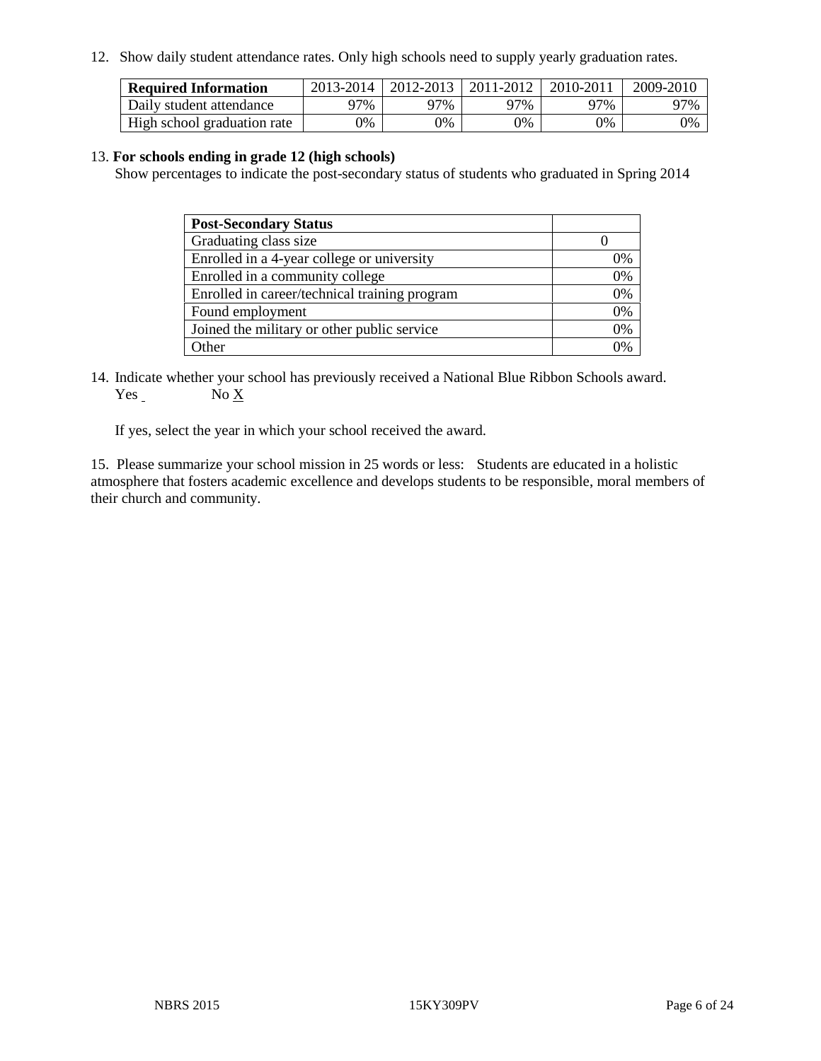12. Show daily student attendance rates. Only high schools need to supply yearly graduation rates.

| **Required Information** | 2013-2014 | 2012-2013 | 2011-2012 | 2010-2011 | 2009-2010 |
|---|---|---|---|---|---|
| Daily student attendance | 97% | 97% | 97% | 97% | 97% |
| High school graduation rate | 0% | 0% | 0% | 0% | 0% |

13. **For schools ending in grade 12 (high schools)**
Show percentages to indicate the post-secondary status of students who graduated in Spring 2014

| **Post-Secondary Status** | |
|---|---|
| Graduating class size | 0 |
| Enrolled in a 4-year college or university | 0% |
| Enrolled in a community college | 0% |
| Enrolled in career/technical training program | 0% |
| Found employment | 0% |
| Joined the military or other public service | 0% |
| Other | 0% |

14. Indicate whether your school has previously received a National Blue Ribbon Schools award.
Yes ___ No X

If yes, select the year in which your school received the award.

15. Please summarize your school mission in 25 words or less: Students are educated in a holistic atmosphere that fosters academic excellence and develops students to be responsible, moral members of their church and community.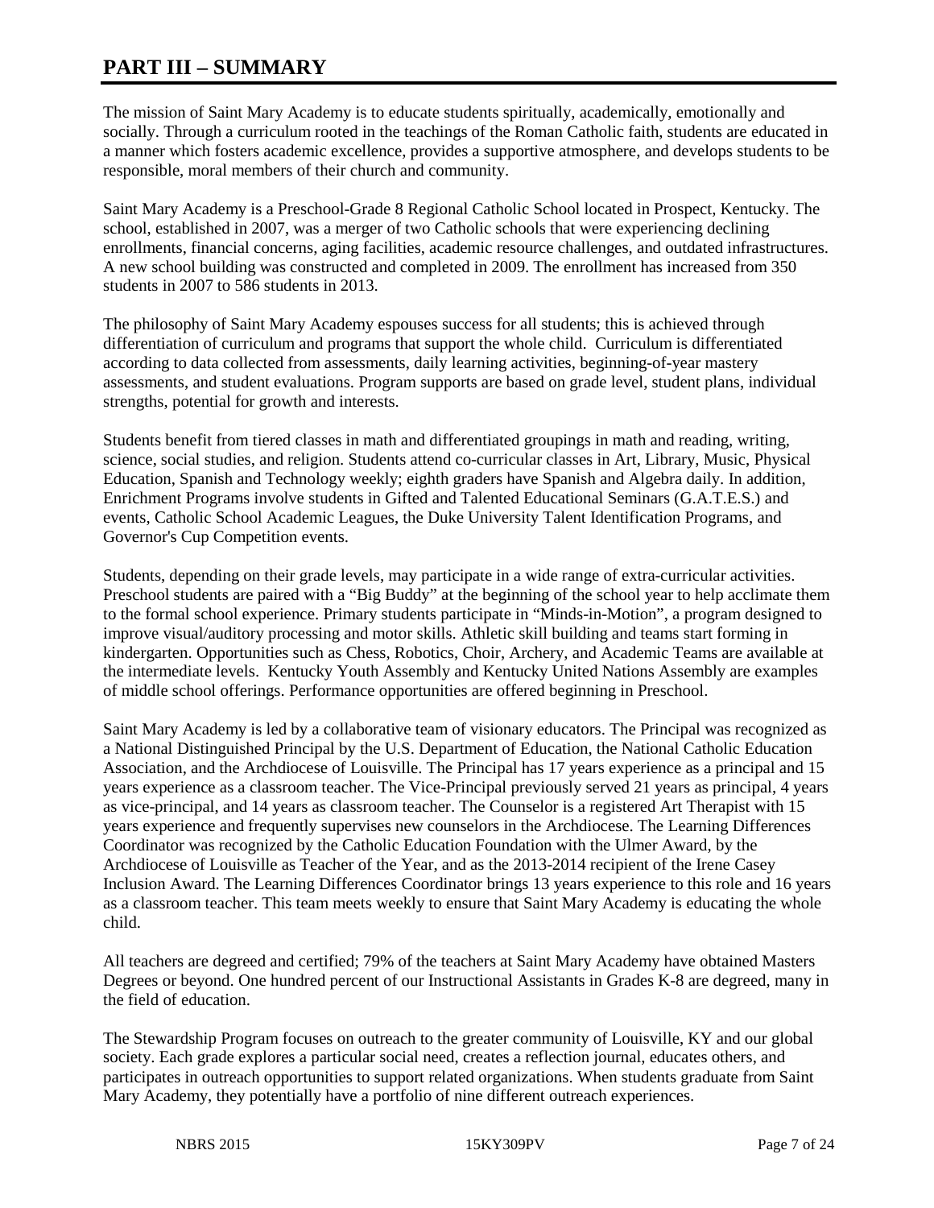# PART III – SUMMARY

The mission of Saint Mary Academy is to educate students spiritually, academically, emotionally and socially. Through a curriculum rooted in the teachings of the Roman Catholic faith, students are educated in a manner which fosters academic excellence, provides a supportive atmosphere, and develops students to be responsible, moral members of their church and community.

Saint Mary Academy is a Preschool-Grade 8 Regional Catholic School located in Prospect, Kentucky. The school, established in 2007, was a merger of two Catholic schools that were experiencing declining enrollments, financial concerns, aging facilities, academic resource challenges, and outdated infrastructures. A new school building was constructed and completed in 2009. The enrollment has increased from 350 students in 2007 to 586 students in 2013.

The philosophy of Saint Mary Academy espouses success for all students; this is achieved through differentiation of curriculum and programs that support the whole child. Curriculum is differentiated according to data collected from assessments, daily learning activities, beginning-of-year mastery assessments, and student evaluations. Program supports are based on grade level, student plans, individual strengths, potential for growth and interests.

Students benefit from tiered classes in math and differentiated groupings in math and reading, writing, science, social studies, and religion. Students attend co-curricular classes in Art, Library, Music, Physical Education, Spanish and Technology weekly; eighth graders have Spanish and Algebra daily. In addition, Enrichment Programs involve students in Gifted and Talented Educational Seminars (G.A.T.E.S.) and events, Catholic School Academic Leagues, the Duke University Talent Identification Programs, and Governor's Cup Competition events.

Students, depending on their grade levels, may participate in a wide range of extra-curricular activities. Preschool students are paired with a "Big Buddy" at the beginning of the school year to help acclimate them to the formal school experience. Primary students participate in "Minds-in-Motion", a program designed to improve visual/auditory processing and motor skills. Athletic skill building and teams start forming in kindergarten. Opportunities such as Chess, Robotics, Choir, Archery, and Academic Teams are available at the intermediate levels. Kentucky Youth Assembly and Kentucky United Nations Assembly are examples of middle school offerings. Performance opportunities are offered beginning in Preschool.

Saint Mary Academy is led by a collaborative team of visionary educators. The Principal was recognized as a National Distinguished Principal by the U.S. Department of Education, the National Catholic Education Association, and the Archdiocese of Louisville. The Principal has 17 years experience as a principal and 15 years experience as a classroom teacher. The Vice-Principal previously served 21 years as principal, 4 years as vice-principal, and 14 years as classroom teacher. The Counselor is a registered Art Therapist with 15 years experience and frequently supervises new counselors in the Archdiocese. The Learning Differences Coordinator was recognized by the Catholic Education Foundation with the Ulmer Award, by the Archdiocese of Louisville as Teacher of the Year, and as the 2013-2014 recipient of the Irene Casey Inclusion Award. The Learning Differences Coordinator brings 13 years experience to this role and 16 years as a classroom teacher. This team meets weekly to ensure that Saint Mary Academy is educating the whole child.

All teachers are degreed and certified; 79% of the teachers at Saint Mary Academy have obtained Masters Degrees or beyond. One hundred percent of our Instructional Assistants in Grades K-8 are degreed, many in the field of education.

The Stewardship Program focuses on outreach to the greater community of Louisville, KY and our global society. Each grade explores a particular social need, creates a reflection journal, educates others, and participates in outreach opportunities to support related organizations. When students graduate from Saint Mary Academy, they potentially have a portfolio of nine different outreach experiences.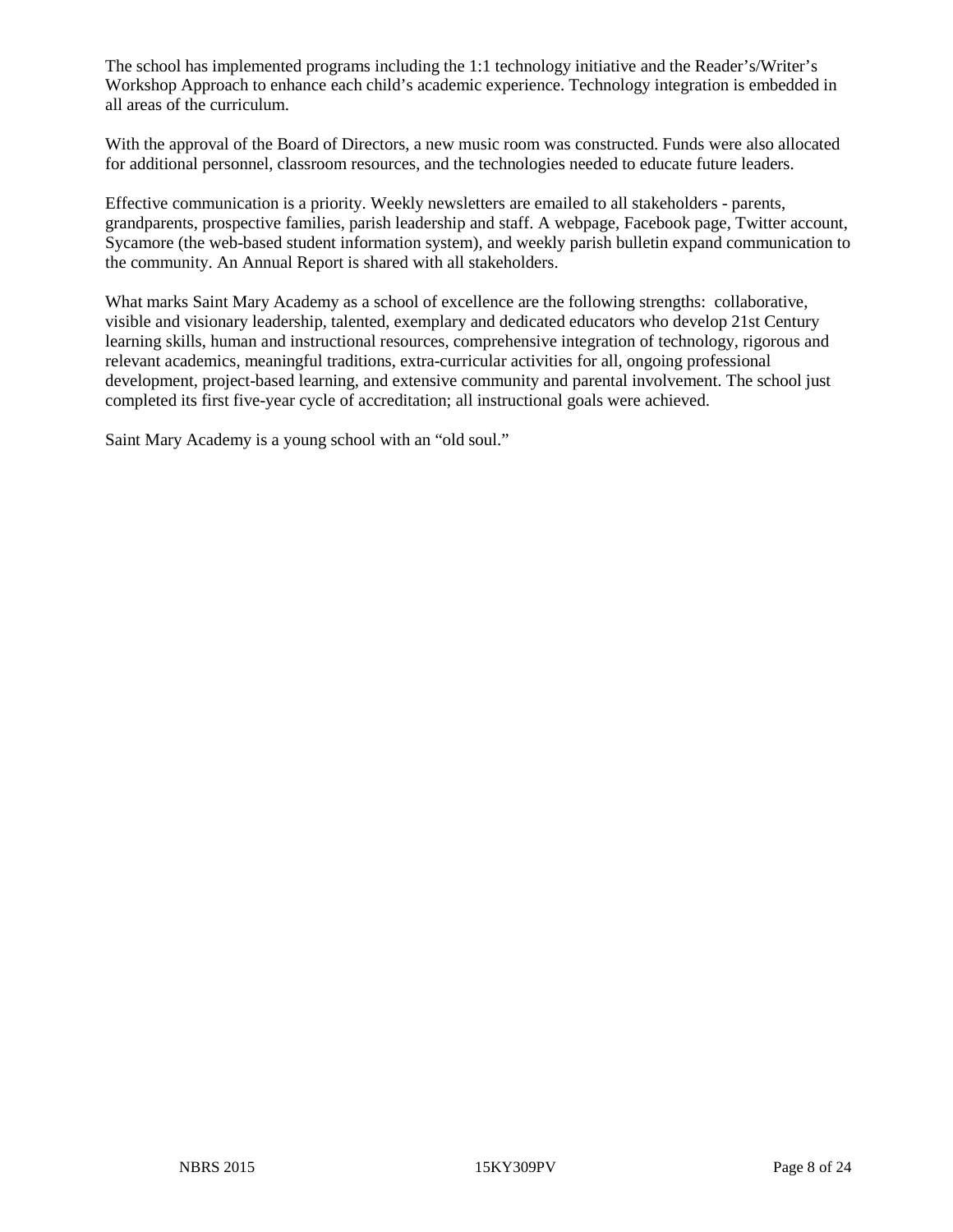The school has implemented programs including the 1:1 technology initiative and the Reader's/Writer's Workshop Approach to enhance each child's academic experience. Technology integration is embedded in all areas of the curriculum.

With the approval of the Board of Directors, a new music room was constructed. Funds were also allocated for additional personnel, classroom resources, and the technologies needed to educate future leaders.

Effective communication is a priority. Weekly newsletters are emailed to all stakeholders - parents, grandparents, prospective families, parish leadership and staff. A webpage, Facebook page, Twitter account, Sycamore (the web-based student information system), and weekly parish bulletin expand communication to the community. An Annual Report is shared with all stakeholders.

What marks Saint Mary Academy as a school of excellence are the following strengths: collaborative, visible and visionary leadership, talented, exemplary and dedicated educators who develop 21st Century learning skills, human and instructional resources, comprehensive integration of technology, rigorous and relevant academics, meaningful traditions, extra-curricular activities for all, ongoing professional development, project-based learning, and extensive community and parental involvement. The school just completed its first five-year cycle of accreditation; all instructional goals were achieved.

Saint Mary Academy is a young school with an "old soul."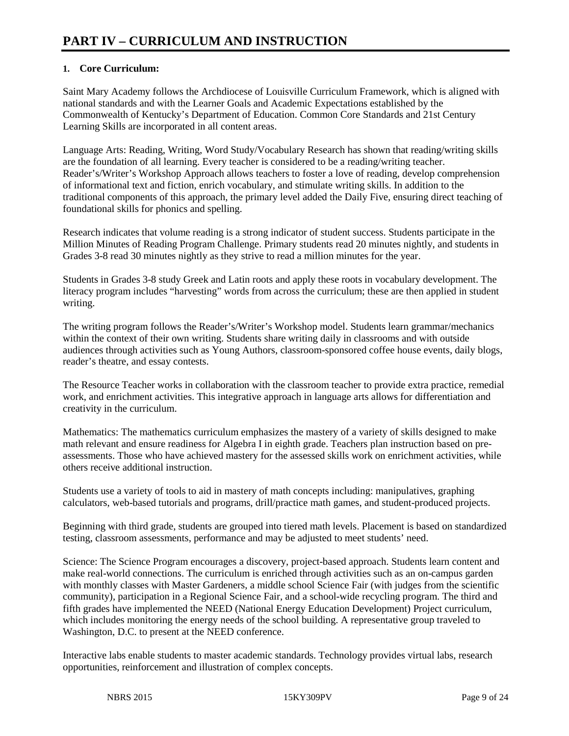# PART IV – CURRICULUM AND INSTRUCTION

## 1. Core Curriculum:

Saint Mary Academy follows the Archdiocese of Louisville Curriculum Framework, which is aligned with national standards and with the Learner Goals and Academic Expectations established by the Commonwealth of Kentucky's Department of Education. Common Core Standards and 21st Century Learning Skills are incorporated in all content areas.

Language Arts: Reading, Writing, Word Study/Vocabulary Research has shown that reading/writing skills are the foundation of all learning. Every teacher is considered to be a reading/writing teacher. Reader's/Writer's Workshop Approach allows teachers to foster a love of reading, develop comprehension of informational text and fiction, enrich vocabulary, and stimulate writing skills. In addition to the traditional components of this approach, the primary level added the Daily Five, ensuring direct teaching of foundational skills for phonics and spelling.

Research indicates that volume reading is a strong indicator of student success. Students participate in the Million Minutes of Reading Program Challenge. Primary students read 20 minutes nightly, and students in Grades 3-8 read 30 minutes nightly as they strive to read a million minutes for the year.

Students in Grades 3-8 study Greek and Latin roots and apply these roots in vocabulary development. The literacy program includes "harvesting" words from across the curriculum; these are then applied in student writing.

The writing program follows the Reader's/Writer's Workshop model. Students learn grammar/mechanics within the context of their own writing. Students share writing daily in classrooms and with outside audiences through activities such as Young Authors, classroom-sponsored coffee house events, daily blogs, reader's theatre, and essay contests.

The Resource Teacher works in collaboration with the classroom teacher to provide extra practice, remedial work, and enrichment activities. This integrative approach in language arts allows for differentiation and creativity in the curriculum.

Mathematics: The mathematics curriculum emphasizes the mastery of a variety of skills designed to make math relevant and ensure readiness for Algebra I in eighth grade. Teachers plan instruction based on pre-assessments. Those who have achieved mastery for the assessed skills work on enrichment activities, while others receive additional instruction.

Students use a variety of tools to aid in mastery of math concepts including: manipulatives, graphing calculators, web-based tutorials and programs, drill/practice math games, and student-produced projects.

Beginning with third grade, students are grouped into tiered math levels. Placement is based on standardized testing, classroom assessments, performance and may be adjusted to meet students' need.

Science: The Science Program encourages a discovery, project-based approach. Students learn content and make real-world connections. The curriculum is enriched through activities such as an on-campus garden with monthly classes with Master Gardeners, a middle school Science Fair (with judges from the scientific community), participation in a Regional Science Fair, and a school-wide recycling program. The third and fifth grades have implemented the NEED (National Energy Education Development) Project curriculum, which includes monitoring the energy needs of the school building. A representative group traveled to Washington, D.C. to present at the NEED conference.

Interactive labs enable students to master academic standards. Technology provides virtual labs, research opportunities, reinforcement and illustration of complex concepts.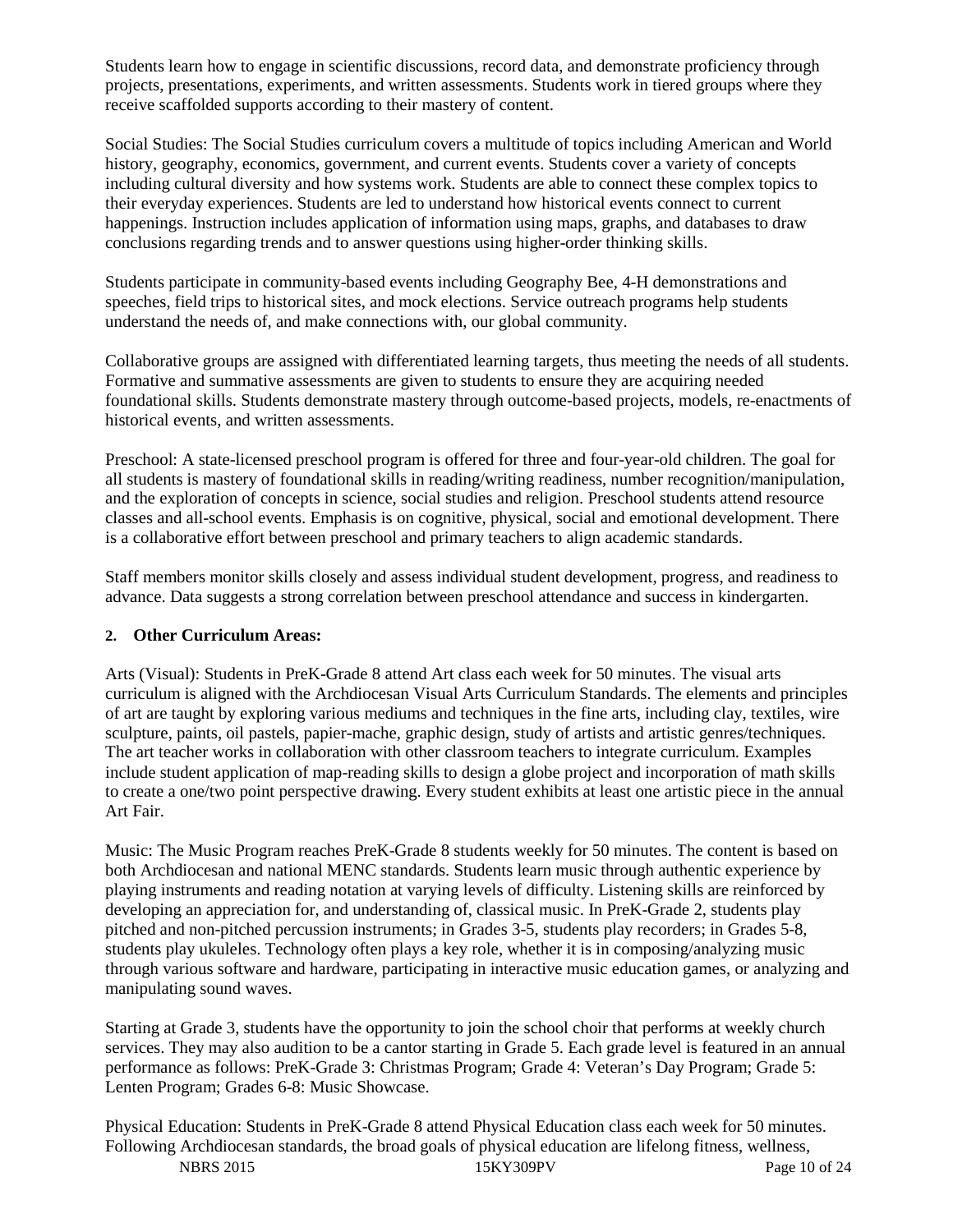Students learn how to engage in scientific discussions, record data, and demonstrate proficiency through projects, presentations, experiments, and written assessments. Students work in tiered groups where they receive scaffolded supports according to their mastery of content.

Social Studies: The Social Studies curriculum covers a multitude of topics including American and World history, geography, economics, government, and current events. Students cover a variety of concepts including cultural diversity and how systems work. Students are able to connect these complex topics to their everyday experiences. Students are led to understand how historical events connect to current happenings. Instruction includes application of information using maps, graphs, and databases to draw conclusions regarding trends and to answer questions using higher-order thinking skills.

Students participate in community-based events including Geography Bee, 4-H demonstrations and speeches, field trips to historical sites, and mock elections. Service outreach programs help students understand the needs of, and make connections with, our global community.

Collaborative groups are assigned with differentiated learning targets, thus meeting the needs of all students. Formative and summative assessments are given to students to ensure they are acquiring needed foundational skills. Students demonstrate mastery through outcome-based projects, models, re-enactments of historical events, and written assessments.

Preschool: A state-licensed preschool program is offered for three and four-year-old children. The goal for all students is mastery of foundational skills in reading/writing readiness, number recognition/manipulation, and the exploration of concepts in science, social studies and religion. Preschool students attend resource classes and all-school events. Emphasis is on cognitive, physical, social and emotional development. There is a collaborative effort between preschool and primary teachers to align academic standards.

Staff members monitor skills closely and assess individual student development, progress, and readiness to advance. Data suggests a strong correlation between preschool attendance and success in kindergarten.

**2. Other Curriculum Areas:**

Arts (Visual): Students in PreK-Grade 8 attend Art class each week for 50 minutes. The visual arts curriculum is aligned with the Archdiocesan Visual Arts Curriculum Standards. The elements and principles of art are taught by exploring various mediums and techniques in the fine arts, including clay, textiles, wire sculpture, paints, oil pastels, papier-mache, graphic design, study of artists and artistic genres/techniques. The art teacher works in collaboration with other classroom teachers to integrate curriculum. Examples include student application of map-reading skills to design a globe project and incorporation of math skills to create a one/two point perspective drawing. Every student exhibits at least one artistic piece in the annual Art Fair.

Music: The Music Program reaches PreK-Grade 8 students weekly for 50 minutes. The content is based on both Archdiocesan and national MENC standards. Students learn music through authentic experience by playing instruments and reading notation at varying levels of difficulty. Listening skills are reinforced by developing an appreciation for, and understanding of, classical music. In PreK-Grade 2, students play pitched and non-pitched percussion instruments; in Grades 3-5, students play recorders; in Grades 5-8, students play ukuleles. Technology often plays a key role, whether it is in composing/analyzing music through various software and hardware, participating in interactive music education games, or analyzing and manipulating sound waves.

Starting at Grade 3, students have the opportunity to join the school choir that performs at weekly church services. They may also audition to be a cantor starting in Grade 5. Each grade level is featured in an annual performance as follows: PreK-Grade 3: Christmas Program; Grade 4: Veteran's Day Program; Grade 5: Lenten Program; Grades 6-8: Music Showcase.

Physical Education: Students in PreK-Grade 8 attend Physical Education class each week for 50 minutes. Following Archdiocesan standards, the broad goals of physical education are lifelong fitness, wellness,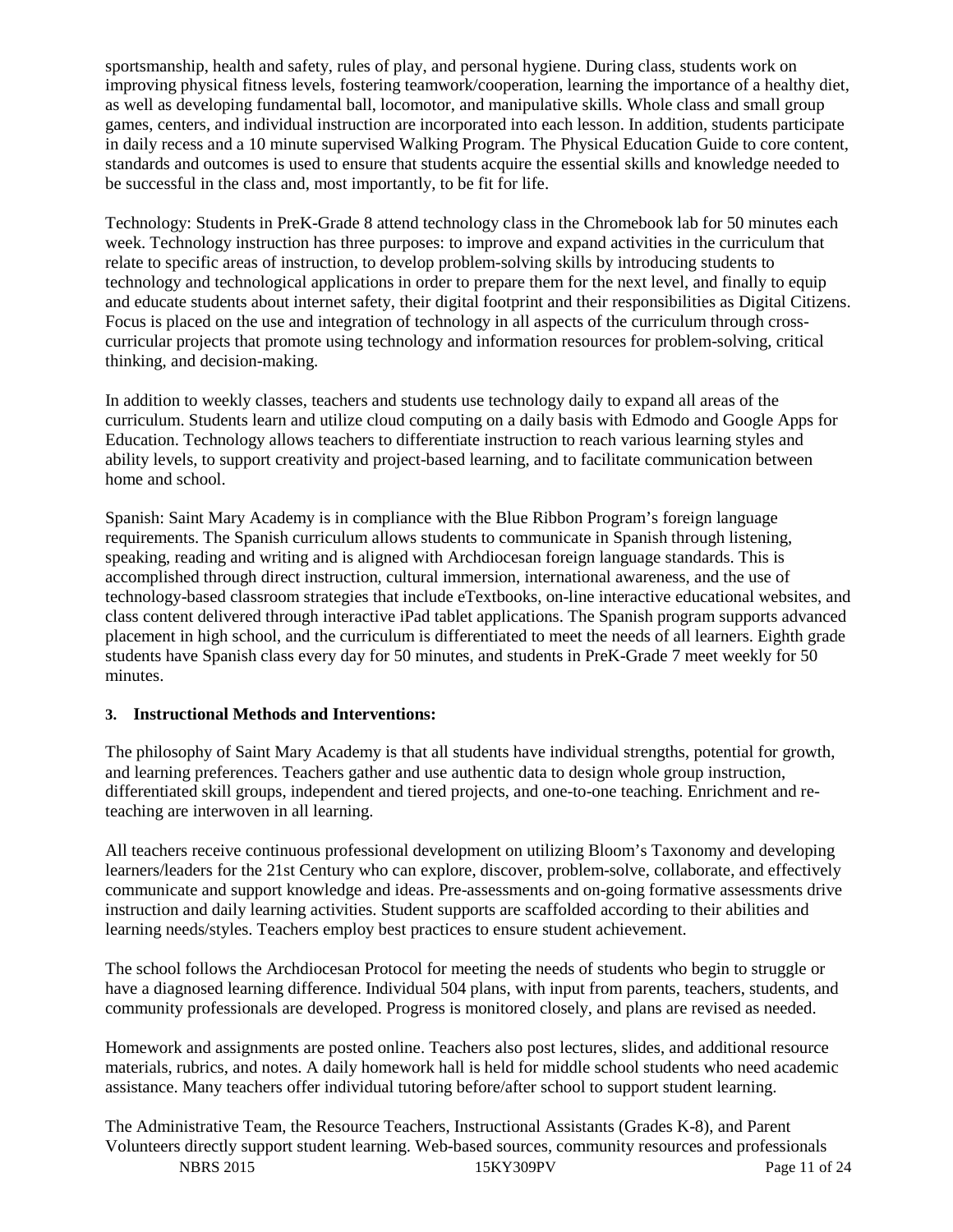sportsmanship, health and safety, rules of play, and personal hygiene. During class, students work on improving physical fitness levels, fostering teamwork/cooperation, learning the importance of a healthy diet, as well as developing fundamental ball, locomotor, and manipulative skills. Whole class and small group games, centers, and individual instruction are incorporated into each lesson. In addition, students participate in daily recess and a 10 minute supervised Walking Program. The Physical Education Guide to core content, standards and outcomes is used to ensure that students acquire the essential skills and knowledge needed to be successful in the class and, most importantly, to be fit for life.

Technology: Students in PreK-Grade 8 attend technology class in the Chromebook lab for 50 minutes each week. Technology instruction has three purposes: to improve and expand activities in the curriculum that relate to specific areas of instruction, to develop problem-solving skills by introducing students to technology and technological applications in order to prepare them for the next level, and finally to equip and educate students about internet safety, their digital footprint and their responsibilities as Digital Citizens. Focus is placed on the use and integration of technology in all aspects of the curriculum through cross-curricular projects that promote using technology and information resources for problem-solving, critical thinking, and decision-making.

In addition to weekly classes, teachers and students use technology daily to expand all areas of the curriculum. Students learn and utilize cloud computing on a daily basis with Edmodo and Google Apps for Education. Technology allows teachers to differentiate instruction to reach various learning styles and ability levels, to support creativity and project-based learning, and to facilitate communication between home and school.

Spanish: Saint Mary Academy is in compliance with the Blue Ribbon Program's foreign language requirements. The Spanish curriculum allows students to communicate in Spanish through listening, speaking, reading and writing and is aligned with Archdiocesan foreign language standards. This is accomplished through direct instruction, cultural immersion, international awareness, and the use of technology-based classroom strategies that include eTextbooks, on-line interactive educational websites, and class content delivered through interactive iPad tablet applications. The Spanish program supports advanced placement in high school, and the curriculum is differentiated to meet the needs of all learners. Eighth grade students have Spanish class every day for 50 minutes, and students in PreK-Grade 7 meet weekly for 50 minutes.

**3. Instructional Methods and Interventions:**

The philosophy of Saint Mary Academy is that all students have individual strengths, potential for growth, and learning preferences. Teachers gather and use authentic data to design whole group instruction, differentiated skill groups, independent and tiered projects, and one-to-one teaching. Enrichment and re-teaching are interwoven in all learning.

All teachers receive continuous professional development on utilizing Bloom's Taxonomy and developing learners/leaders for the 21st Century who can explore, discover, problem-solve, collaborate, and effectively communicate and support knowledge and ideas. Pre-assessments and on-going formative assessments drive instruction and daily learning activities. Student supports are scaffolded according to their abilities and learning needs/styles. Teachers employ best practices to ensure student achievement.

The school follows the Archdiocesan Protocol for meeting the needs of students who begin to struggle or have a diagnosed learning difference. Individual 504 plans, with input from parents, teachers, students, and community professionals are developed. Progress is monitored closely, and plans are revised as needed.

Homework and assignments are posted online. Teachers also post lectures, slides, and additional resource materials, rubrics, and notes. A daily homework hall is held for middle school students who need academic assistance. Many teachers offer individual tutoring before/after school to support student learning.

The Administrative Team, the Resource Teachers, Instructional Assistants (Grades K-8), and Parent Volunteers directly support student learning. Web-based sources, community resources and professionals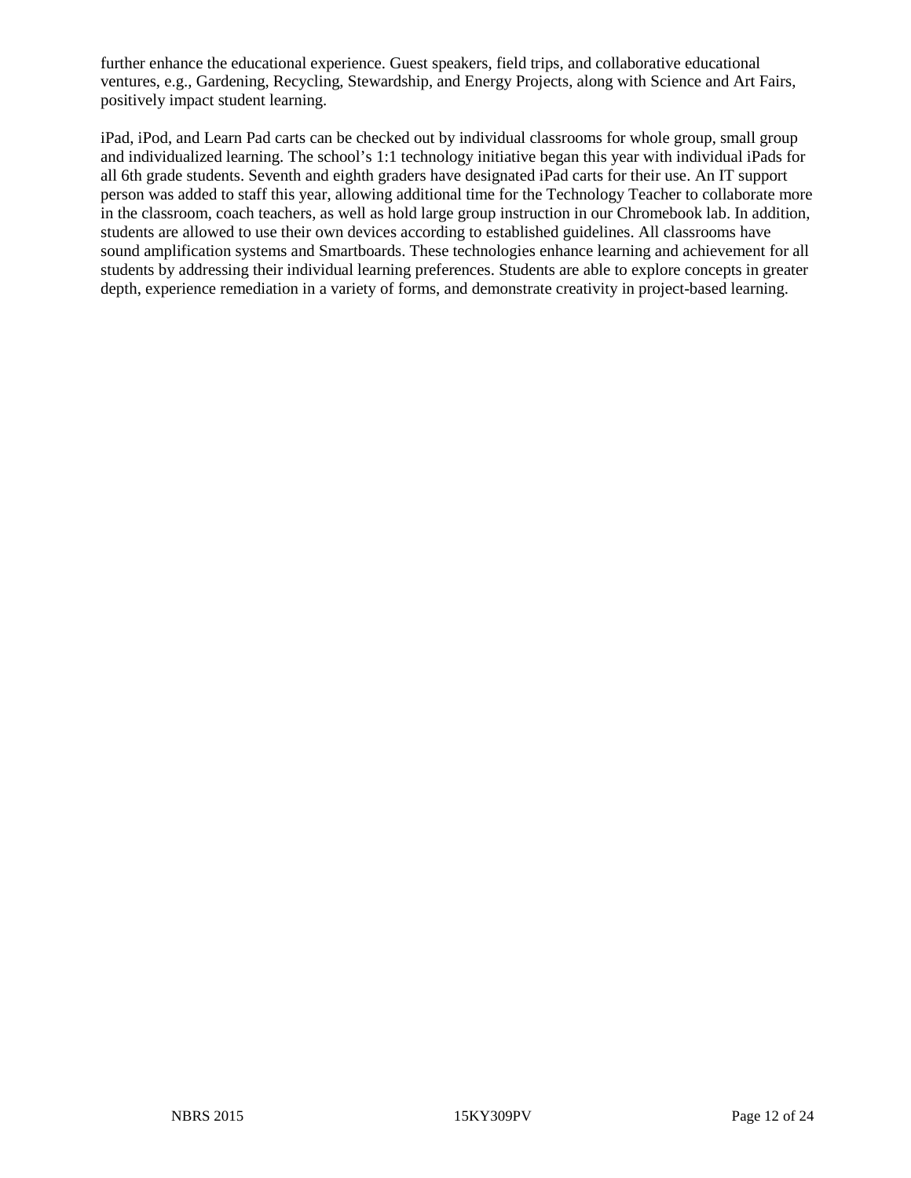further enhance the educational experience. Guest speakers, field trips, and collaborative educational ventures, e.g., Gardening, Recycling, Stewardship, and Energy Projects, along with Science and Art Fairs, positively impact student learning.

iPad, iPod, and Learn Pad carts can be checked out by individual classrooms for whole group, small group and individualized learning. The school's 1:1 technology initiative began this year with individual iPads for all 6th grade students. Seventh and eighth graders have designated iPad carts for their use. An IT support person was added to staff this year, allowing additional time for the Technology Teacher to collaborate more in the classroom, coach teachers, as well as hold large group instruction in our Chromebook lab. In addition, students are allowed to use their own devices according to established guidelines. All classrooms have sound amplification systems and Smartboards. These technologies enhance learning and achievement for all students by addressing their individual learning preferences. Students are able to explore concepts in greater depth, experience remediation in a variety of forms, and demonstrate creativity in project-based learning.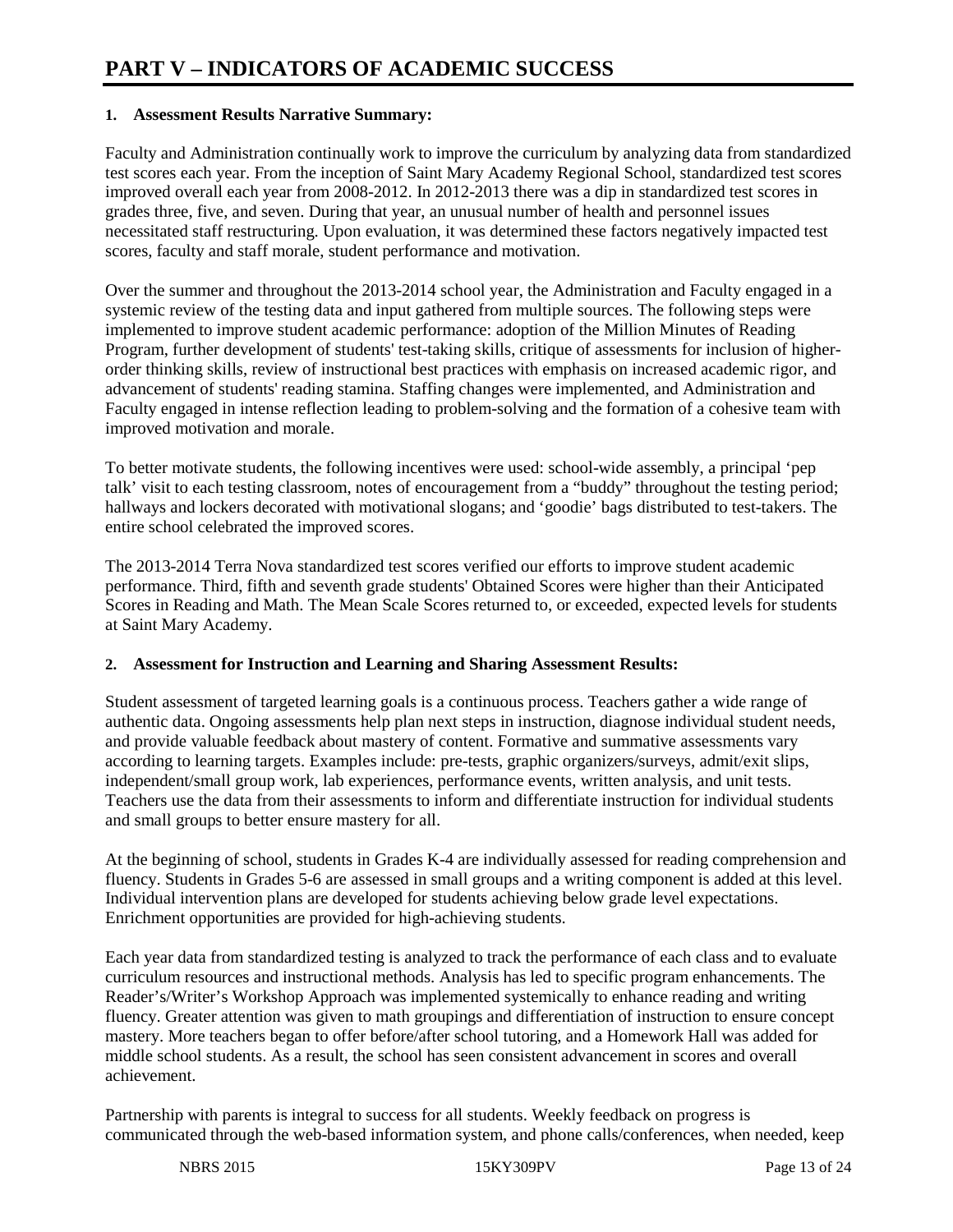# PART V – INDICATORS OF ACADEMIC SUCCESS

**1. Assessment Results Narrative Summary:**

Faculty and Administration continually work to improve the curriculum by analyzing data from standardized test scores each year. From the inception of Saint Mary Academy Regional School, standardized test scores improved overall each year from 2008-2012. In 2012-2013 there was a dip in standardized test scores in grades three, five, and seven. During that year, an unusual number of health and personnel issues necessitated staff restructuring. Upon evaluation, it was determined these factors negatively impacted test scores, faculty and staff morale, student performance and motivation.

Over the summer and throughout the 2013-2014 school year, the Administration and Faculty engaged in a systemic review of the testing data and input gathered from multiple sources. The following steps were implemented to improve student academic performance: adoption of the Million Minutes of Reading Program, further development of students' test-taking skills, critique of assessments for inclusion of higher-order thinking skills, review of instructional best practices with emphasis on increased academic rigor, and advancement of students' reading stamina. Staffing changes were implemented, and Administration and Faculty engaged in intense reflection leading to problem-solving and the formation of a cohesive team with improved motivation and morale.

To better motivate students, the following incentives were used: school-wide assembly, a principal 'pep talk' visit to each testing classroom, notes of encouragement from a "buddy" throughout the testing period; hallways and lockers decorated with motivational slogans; and 'goodie' bags distributed to test-takers. The entire school celebrated the improved scores.

The 2013-2014 Terra Nova standardized test scores verified our efforts to improve student academic performance. Third, fifth and seventh grade students' Obtained Scores were higher than their Anticipated Scores in Reading and Math. The Mean Scale Scores returned to, or exceeded, expected levels for students at Saint Mary Academy.

**2. Assessment for Instruction and Learning and Sharing Assessment Results:**

Student assessment of targeted learning goals is a continuous process. Teachers gather a wide range of authentic data. Ongoing assessments help plan next steps in instruction, diagnose individual student needs, and provide valuable feedback about mastery of content. Formative and summative assessments vary according to learning targets. Examples include: pre-tests, graphic organizers/surveys, admit/exit slips, independent/small group work, lab experiences, performance events, written analysis, and unit tests. Teachers use the data from their assessments to inform and differentiate instruction for individual students and small groups to better ensure mastery for all.

At the beginning of school, students in Grades K-4 are individually assessed for reading comprehension and fluency. Students in Grades 5-6 are assessed in small groups and a writing component is added at this level. Individual intervention plans are developed for students achieving below grade level expectations. Enrichment opportunities are provided for high-achieving students.

Each year data from standardized testing is analyzed to track the performance of each class and to evaluate curriculum resources and instructional methods. Analysis has led to specific program enhancements. The Reader's/Writer's Workshop Approach was implemented systemically to enhance reading and writing fluency. Greater attention was given to math groupings and differentiation of instruction to ensure concept mastery. More teachers began to offer before/after school tutoring, and a Homework Hall was added for middle school students. As a result, the school has seen consistent advancement in scores and overall achievement.

Partnership with parents is integral to success for all students. Weekly feedback on progress is communicated through the web-based information system, and phone calls/conferences, when needed, keep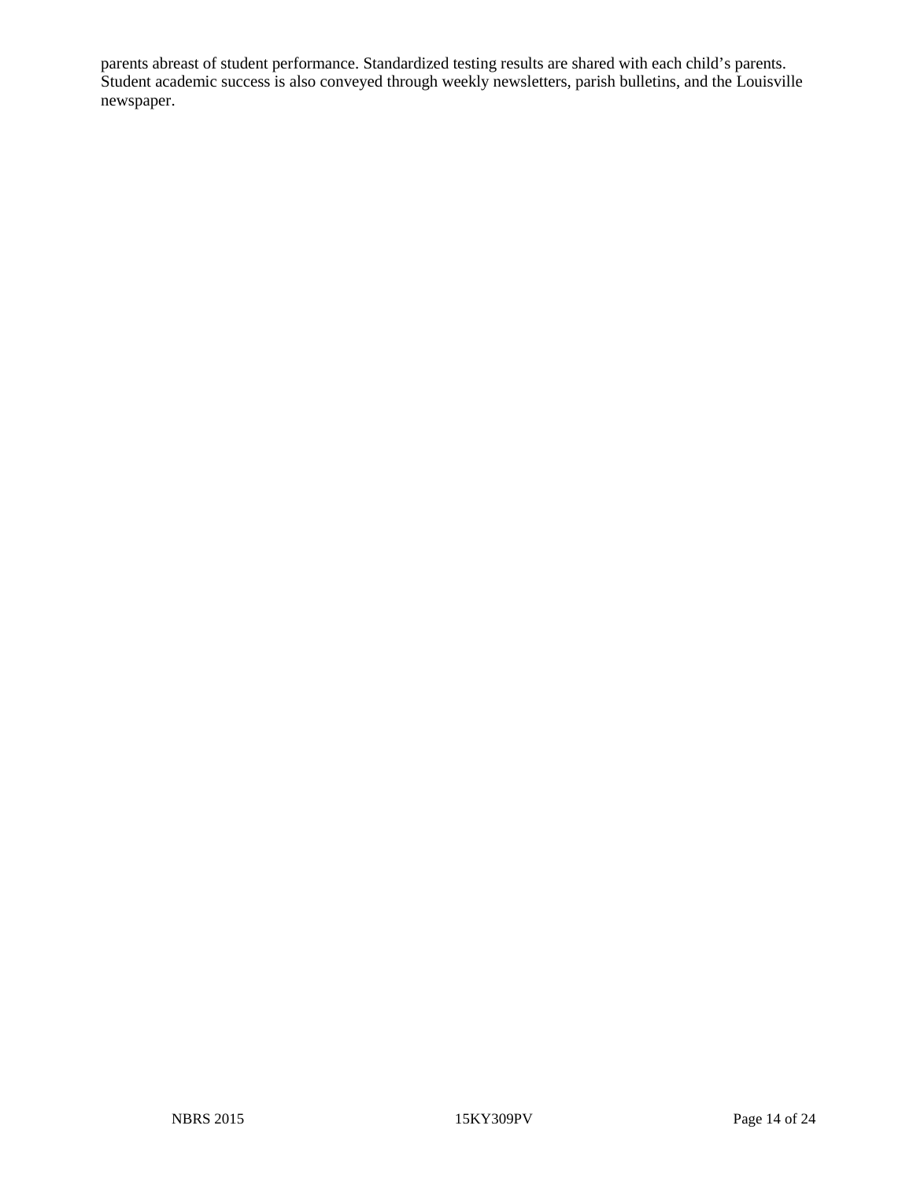parents abreast of student performance. Standardized testing results are shared with each child's parents. Student academic success is also conveyed through weekly newsletters, parish bulletins, and the Louisville newspaper.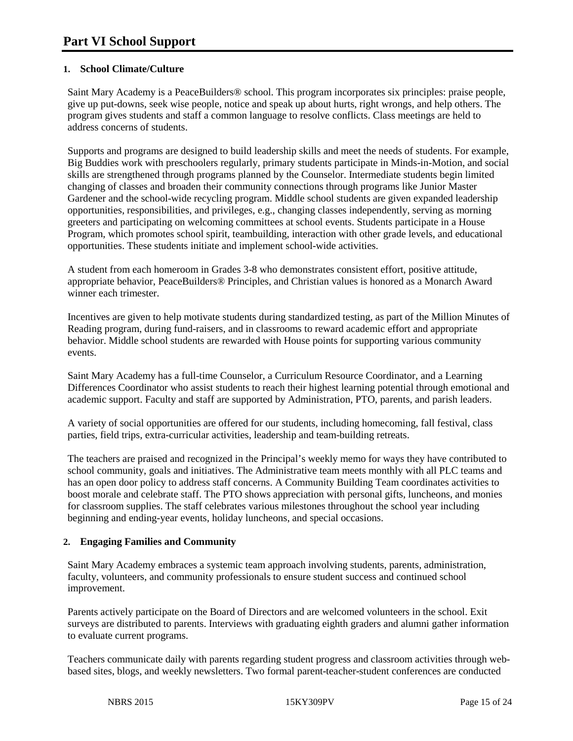# Part VI School Support

## 1. School Climate/Culture

Saint Mary Academy is a PeaceBuilders® school. This program incorporates six principles: praise people, give up put-downs, seek wise people, notice and speak up about hurts, right wrongs, and help others. The program gives students and staff a common language to resolve conflicts. Class meetings are held to address concerns of students.

Supports and programs are designed to build leadership skills and meet the needs of students. For example, Big Buddies work with preschoolers regularly, primary students participate in Minds-in-Motion, and social skills are strengthened through programs planned by the Counselor. Intermediate students begin limited changing of classes and broaden their community connections through programs like Junior Master Gardener and the school-wide recycling program. Middle school students are given expanded leadership opportunities, responsibilities, and privileges, e.g., changing classes independently, serving as morning greeters and participating on welcoming committees at school events. Students participate in a House Program, which promotes school spirit, teambuilding, interaction with other grade levels, and educational opportunities. These students initiate and implement school-wide activities.

A student from each homeroom in Grades 3-8 who demonstrates consistent effort, positive attitude, appropriate behavior, PeaceBuilders® Principles, and Christian values is honored as a Monarch Award winner each trimester.

Incentives are given to help motivate students during standardized testing, as part of the Million Minutes of Reading program, during fund-raisers, and in classrooms to reward academic effort and appropriate behavior. Middle school students are rewarded with House points for supporting various community events.

Saint Mary Academy has a full-time Counselor, a Curriculum Resource Coordinator, and a Learning Differences Coordinator who assist students to reach their highest learning potential through emotional and academic support. Faculty and staff are supported by Administration, PTO, parents, and parish leaders.

A variety of social opportunities are offered for our students, including homecoming, fall festival, class parties, field trips, extra-curricular activities, leadership and team-building retreats.

The teachers are praised and recognized in the Principal's weekly memo for ways they have contributed to school community, goals and initiatives. The Administrative team meets monthly with all PLC teams and has an open door policy to address staff concerns. A Community Building Team coordinates activities to boost morale and celebrate staff. The PTO shows appreciation with personal gifts, luncheons, and monies for classroom supplies. The staff celebrates various milestones throughout the school year including beginning and ending-year events, holiday luncheons, and special occasions.

## 2. Engaging Families and Community

Saint Mary Academy embraces a systemic team approach involving students, parents, administration, faculty, volunteers, and community professionals to ensure student success and continued school improvement.

Parents actively participate on the Board of Directors and are welcomed volunteers in the school. Exit surveys are distributed to parents. Interviews with graduating eighth graders and alumni gather information to evaluate current programs.

Teachers communicate daily with parents regarding student progress and classroom activities through web-based sites, blogs, and weekly newsletters. Two formal parent-teacher-student conferences are conducted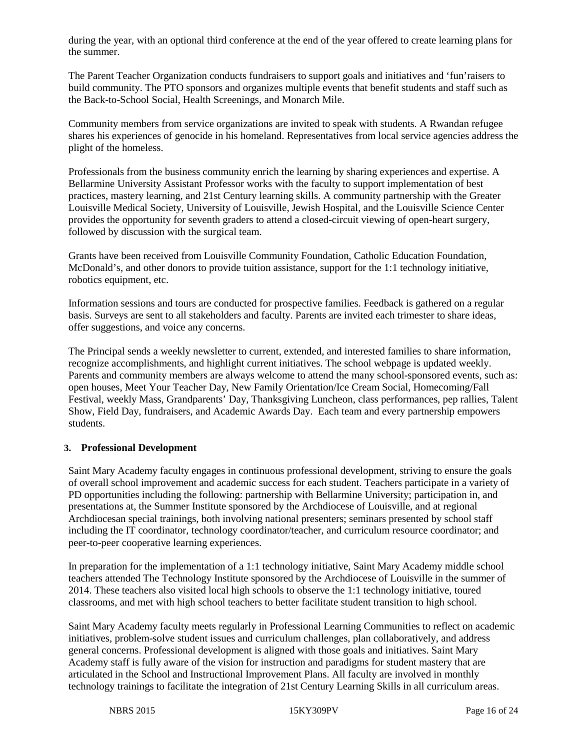during the year, with an optional third conference at the end of the year offered to create learning plans for the summer.

The Parent Teacher Organization conducts fundraisers to support goals and initiatives and 'fun'raisers to build community. The PTO sponsors and organizes multiple events that benefit students and staff such as the Back-to-School Social, Health Screenings, and Monarch Mile.

Community members from service organizations are invited to speak with students. A Rwandan refugee shares his experiences of genocide in his homeland. Representatives from local service agencies address the plight of the homeless.

Professionals from the business community enrich the learning by sharing experiences and expertise. A Bellarmine University Assistant Professor works with the faculty to support implementation of best practices, mastery learning, and 21st Century learning skills. A community partnership with the Greater Louisville Medical Society, University of Louisville, Jewish Hospital, and the Louisville Science Center provides the opportunity for seventh graders to attend a closed-circuit viewing of open-heart surgery, followed by discussion with the surgical team.

Grants have been received from Louisville Community Foundation, Catholic Education Foundation, McDonald's, and other donors to provide tuition assistance, support for the 1:1 technology initiative, robotics equipment, etc.

Information sessions and tours are conducted for prospective families. Feedback is gathered on a regular basis. Surveys are sent to all stakeholders and faculty. Parents are invited each trimester to share ideas, offer suggestions, and voice any concerns.

The Principal sends a weekly newsletter to current, extended, and interested families to share information, recognize accomplishments, and highlight current initiatives. The school webpage is updated weekly. Parents and community members are always welcome to attend the many school-sponsored events, such as: open houses, Meet Your Teacher Day, New Family Orientation/Ice Cream Social, Homecoming/Fall Festival, weekly Mass, Grandparents' Day, Thanksgiving Luncheon, class performances, pep rallies, Talent Show, Field Day, fundraisers, and Academic Awards Day. Each team and every partnership empowers students.

### 3. Professional Development

Saint Mary Academy faculty engages in continuous professional development, striving to ensure the goals of overall school improvement and academic success for each student. Teachers participate in a variety of PD opportunities including the following: partnership with Bellarmine University; participation in, and presentations at, the Summer Institute sponsored by the Archdiocese of Louisville, and at regional Archdiocesan special trainings, both involving national presenters; seminars presented by school staff including the IT coordinator, technology coordinator/teacher, and curriculum resource coordinator; and peer-to-peer cooperative learning experiences.

In preparation for the implementation of a 1:1 technology initiative, Saint Mary Academy middle school teachers attended The Technology Institute sponsored by the Archdiocese of Louisville in the summer of 2014. These teachers also visited local high schools to observe the 1:1 technology initiative, toured classrooms, and met with high school teachers to better facilitate student transition to high school.

Saint Mary Academy faculty meets regularly in Professional Learning Communities to reflect on academic initiatives, problem-solve student issues and curriculum challenges, plan collaboratively, and address general concerns. Professional development is aligned with those goals and initiatives. Saint Mary Academy staff is fully aware of the vision for instruction and paradigms for student mastery that are articulated in the School and Instructional Improvement Plans. All faculty are involved in monthly technology trainings to facilitate the integration of 21st Century Learning Skills in all curriculum areas.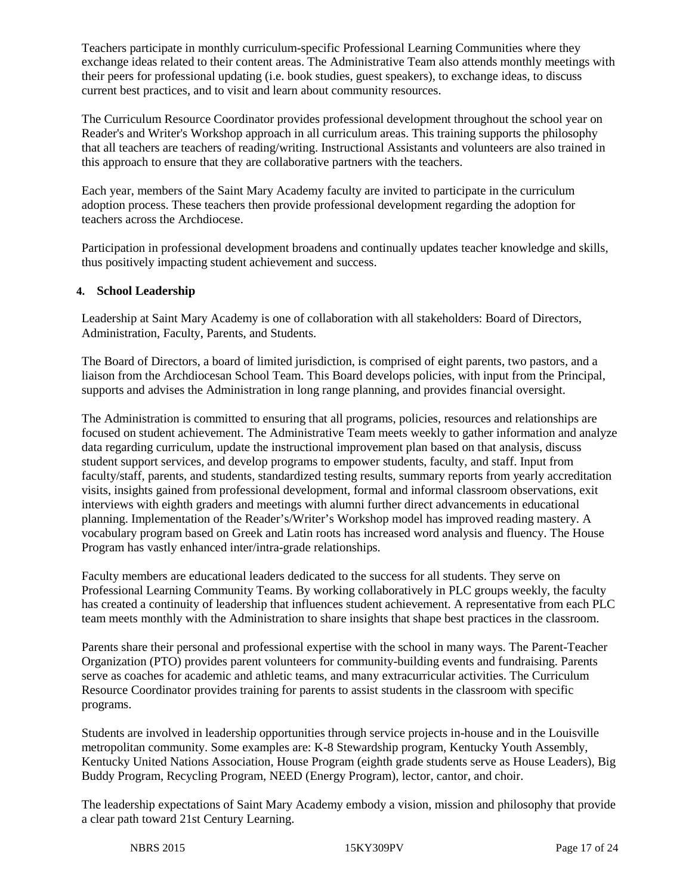Teachers participate in monthly curriculum-specific Professional Learning Communities where they exchange ideas related to their content areas. The Administrative Team also attends monthly meetings with their peers for professional updating (i.e. book studies, guest speakers), to exchange ideas, to discuss current best practices, and to visit and learn about community resources.

The Curriculum Resource Coordinator provides professional development throughout the school year on Reader's and Writer's Workshop approach in all curriculum areas. This training supports the philosophy that all teachers are teachers of reading/writing. Instructional Assistants and volunteers are also trained in this approach to ensure that they are collaborative partners with the teachers.

Each year, members of the Saint Mary Academy faculty are invited to participate in the curriculum adoption process. These teachers then provide professional development regarding the adoption for teachers across the Archdiocese.

Participation in professional development broadens and continually updates teacher knowledge and skills, thus positively impacting student achievement and success.

**4. School Leadership**

Leadership at Saint Mary Academy is one of collaboration with all stakeholders: Board of Directors, Administration, Faculty, Parents, and Students.

The Board of Directors, a board of limited jurisdiction, is comprised of eight parents, two pastors, and a liaison from the Archdiocesan School Team. This Board develops policies, with input from the Principal, supports and advises the Administration in long range planning, and provides financial oversight.

The Administration is committed to ensuring that all programs, policies, resources and relationships are focused on student achievement. The Administrative Team meets weekly to gather information and analyze data regarding curriculum, update the instructional improvement plan based on that analysis, discuss student support services, and develop programs to empower students, faculty, and staff. Input from faculty/staff, parents, and students, standardized testing results, summary reports from yearly accreditation visits, insights gained from professional development, formal and informal classroom observations, exit interviews with eighth graders and meetings with alumni further direct advancements in educational planning. Implementation of the Reader's/Writer's Workshop model has improved reading mastery. A vocabulary program based on Greek and Latin roots has increased word analysis and fluency. The House Program has vastly enhanced inter/intra-grade relationships.

Faculty members are educational leaders dedicated to the success for all students. They serve on Professional Learning Community Teams. By working collaboratively in PLC groups weekly, the faculty has created a continuity of leadership that influences student achievement. A representative from each PLC team meets monthly with the Administration to share insights that shape best practices in the classroom.

Parents share their personal and professional expertise with the school in many ways. The Parent-Teacher Organization (PTO) provides parent volunteers for community-building events and fundraising. Parents serve as coaches for academic and athletic teams, and many extracurricular activities. The Curriculum Resource Coordinator provides training for parents to assist students in the classroom with specific programs.

Students are involved in leadership opportunities through service projects in-house and in the Louisville metropolitan community. Some examples are: K-8 Stewardship program, Kentucky Youth Assembly, Kentucky United Nations Association, House Program (eighth grade students serve as House Leaders), Big Buddy Program, Recycling Program, NEED (Energy Program), lector, cantor, and choir.

The leadership expectations of Saint Mary Academy embody a vision, mission and philosophy that provide a clear path toward 21st Century Learning.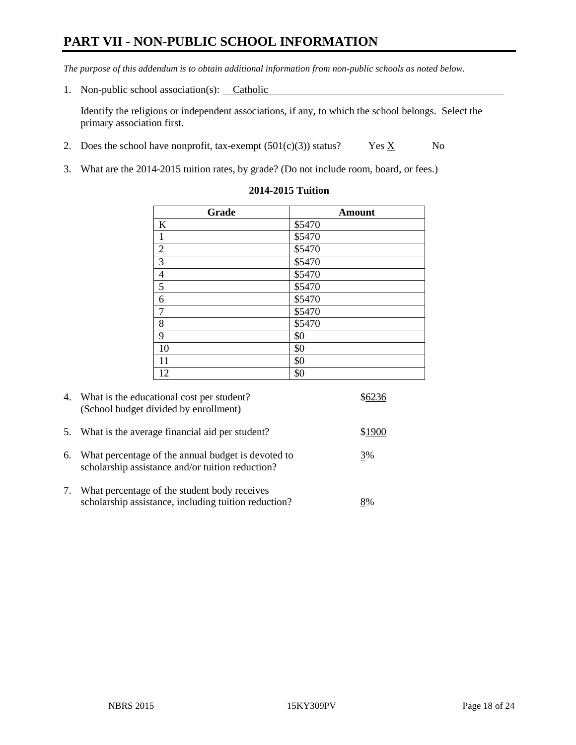# PART VII - NON-PUBLIC SCHOOL INFORMATION

*The purpose of this addendum is to obtain additional information from non-public schools as noted below.*

1. Non-public school association(s): Catholic

   Identify the religious or independent associations, if any, to which the school belongs. Select the primary association first.

2. Does the school have nonprofit, tax-exempt (501(c)(3)) status? Yes X No

3. What are the 2014-2015 tuition rates, by grade? (Do not include room, board, or fees.)

**2014-2015 Tuition**

| Grade | Amount |
|---|---|
| K | $5470 |
| 1 | $5470 |
| 2 | $5470 |
| 3 | $5470 |
| 4 | $5470 |
| 5 | $5470 |
| 6 | $5470 |
| 7 | $5470 |
| 8 | $5470 |
| 9 | $0 |
| 10 | $0 |
| 11 | $0 |
| 12 | $0 |

4. What is the educational cost per student? (School budget divided by enrollment) $6236

5. What is the average financial aid per student? $1900

6. What percentage of the annual budget is devoted to scholarship assistance and/or tuition reduction? 3%

7. What percentage of the student body receives scholarship assistance, including tuition reduction? 8%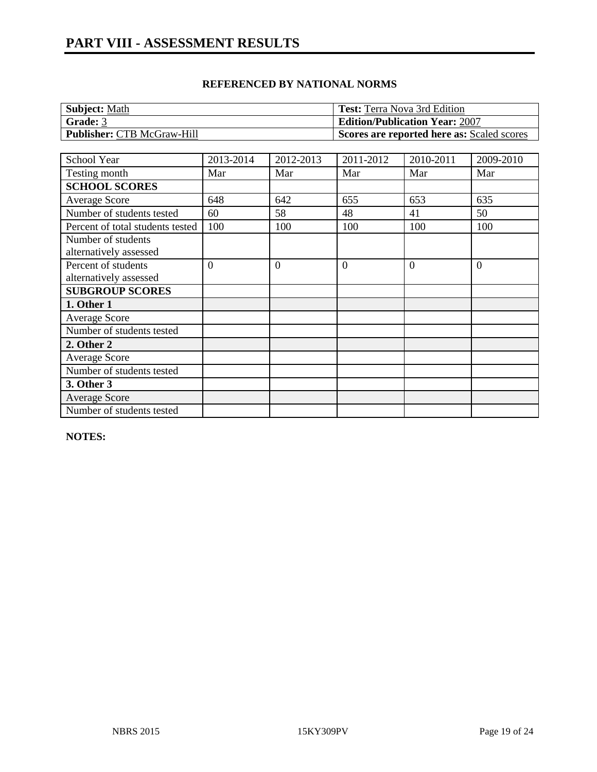# PART VIII - ASSESSMENT RESULTS

**REFERENCED BY NATIONAL NORMS**

| **Subject:** Math | **Test:** Terra Nova 3rd Edition |
|---|---|
| **Grade:** 3 | **Edition/Publication Year:** 2007 |
| **Publisher:** CTB McGraw-Hill | **Scores are reported here as:** Scaled scores |

| School Year | 2013-2014 | 2012-2013 | 2011-2012 | 2010-2011 | 2009-2010 |
|---|---|---|---|---|---|
| Testing month | Mar | Mar | Mar | Mar | Mar |
| **SCHOOL SCORES** | | | | | |
| Average Score | 648 | 642 | 655 | 653 | 635 |
| Number of students tested | 60 | 58 | 48 | 41 | 50 |
| Percent of total students tested | 100 | 100 | 100 | 100 | 100 |
| Number of students alternatively assessed | | | | | |
| Percent of students alternatively assessed | 0 | 0 | 0 | 0 | 0 |
| **SUBGROUP SCORES** | | | | | |
| **1. Other 1** | | | | | |
| Average Score | | | | | |
| Number of students tested | | | | | |
| **2. Other 2** | | | | | |
| Average Score | | | | | |
| Number of students tested | | | | | |
| **3. Other 3** | | | | | |
| Average Score | | | | | |
| Number of students tested | | | | | |

**NOTES:**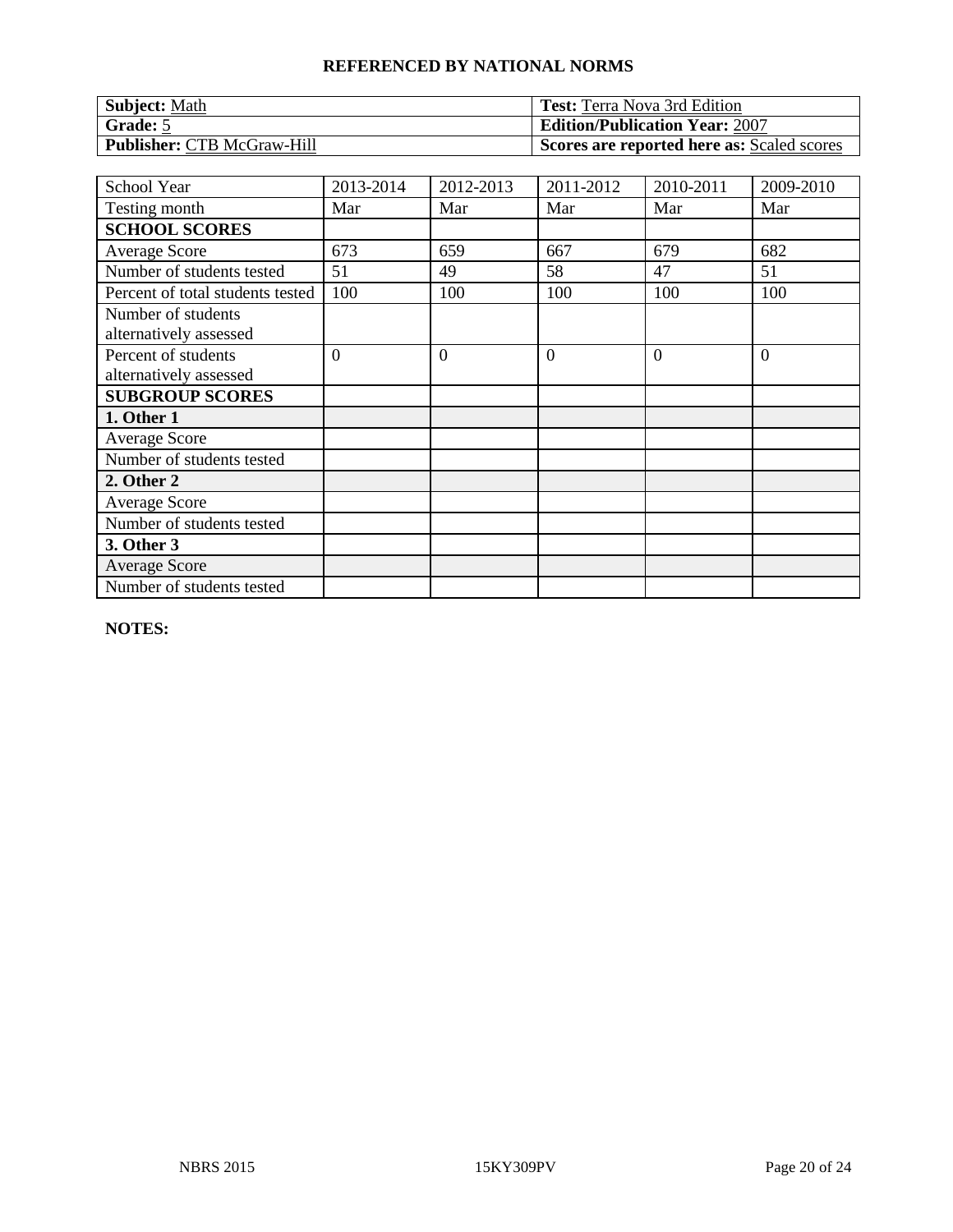## REFERENCED BY NATIONAL NORMS

| **Subject:** Math | **Test:** Terra Nova 3rd Edition |
|---|---|
| **Grade:** 5 | **Edition/Publication Year:** 2007 |
| **Publisher:** CTB McGraw-Hill | **Scores are reported here as:** Scaled scores |

| School Year | 2013-2014 | 2012-2013 | 2011-2012 | 2010-2011 | 2009-2010 |
|---|---|---|---|---|---|
| Testing month | Mar | Mar | Mar | Mar | Mar |
| **SCHOOL SCORES** | | | | | |
| Average Score | 673 | 659 | 667 | 679 | 682 |
| Number of students tested | 51 | 49 | 58 | 47 | 51 |
| Percent of total students tested | 100 | 100 | 100 | 100 | 100 |
| Number of students alternatively assessed | | | | | |
| Percent of students alternatively assessed | 0 | 0 | 0 | 0 | 0 |
| **SUBGROUP SCORES** | | | | | |
| **1. Other 1** | | | | | |
| Average Score | | | | | |
| Number of students tested | | | | | |
| **2. Other 2** | | | | | |
| Average Score | | | | | |
| Number of students tested | | | | | |
| **3. Other 3** | | | | | |
| Average Score | | | | | |
| Number of students tested | | | | | |

**NOTES:**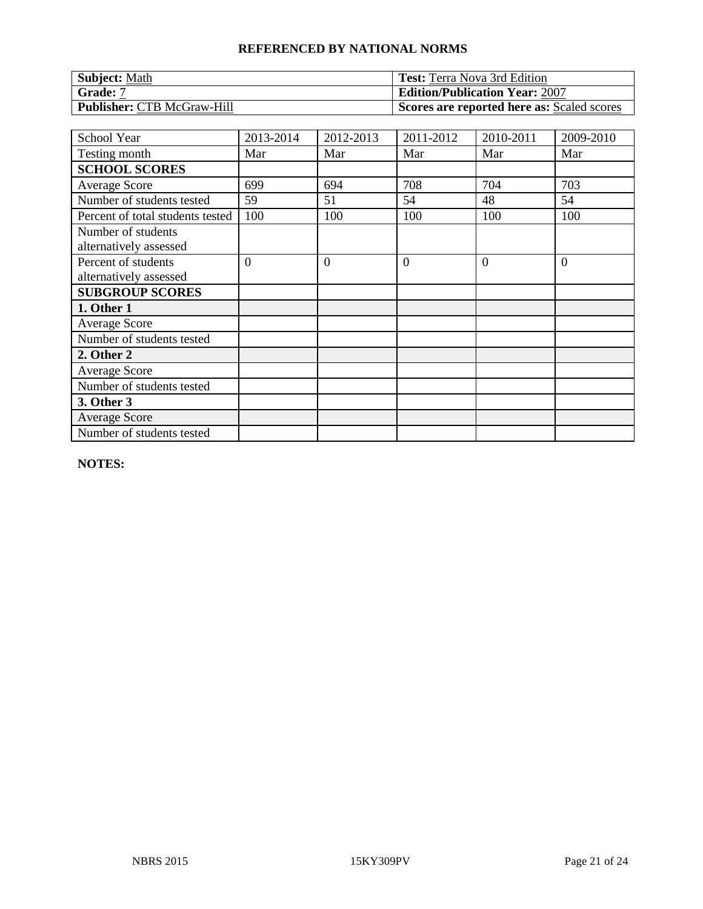**REFERENCED BY NATIONAL NORMS**

| **Subject:** Math | **Test:** Terra Nova 3rd Edition |
|---|---|
| **Grade:** 7 | **Edition/Publication Year:** 2007 |
| **Publisher:** CTB McGraw-Hill | **Scores are reported here as:** Scaled scores |

| School Year | 2013-2014 | 2012-2013 | 2011-2012 | 2010-2011 | 2009-2010 |
|---|---|---|---|---|---|
| Testing month | Mar | Mar | Mar | Mar | Mar |
| **SCHOOL SCORES** | | | | | |
| Average Score | 699 | 694 | 708 | 704 | 703 |
| Number of students tested | 59 | 51 | 54 | 48 | 54 |
| Percent of total students tested | 100 | 100 | 100 | 100 | 100 |
| Number of students alternatively assessed | | | | | |
| Percent of students alternatively assessed | 0 | 0 | 0 | 0 | 0 |
| **SUBGROUP SCORES** | | | | | |
| **1. Other 1** | | | | | |
| Average Score | | | | | |
| Number of students tested | | | | | |
| **2. Other 2** | | | | | |
| Average Score | | | | | |
| Number of students tested | | | | | |
| **3. Other 3** | | | | | |
| Average Score | | | | | |
| Number of students tested | | | | | |

**NOTES:**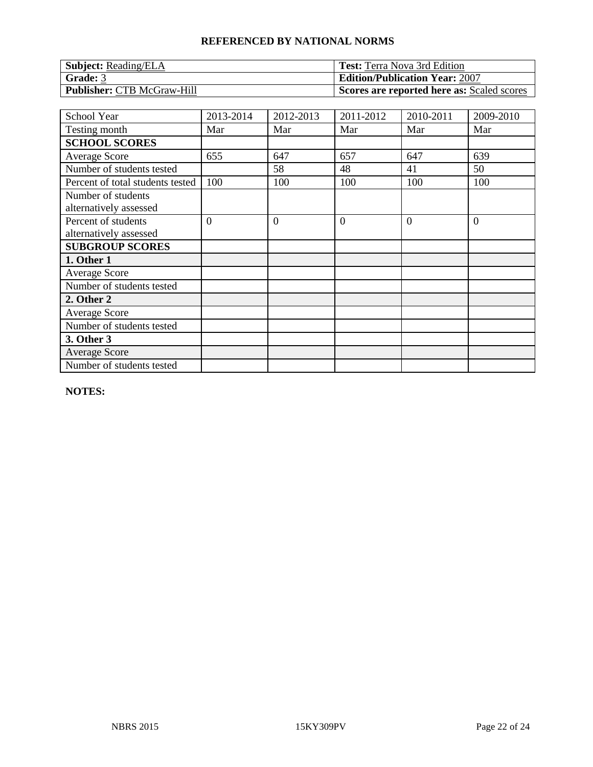## REFERENCED BY NATIONAL NORMS

| **Subject:** Reading/ELA | **Test:** Terra Nova 3rd Edition |
|---|---|
| **Grade:** 3 | **Edition/Publication Year:** 2007 |
| **Publisher:** CTB McGraw-Hill | **Scores are reported here as:** Scaled scores |

| School Year | 2013-2014 | 2012-2013 | 2011-2012 | 2010-2011 | 2009-2010 |
|---|---|---|---|---|---|
| Testing month | Mar | Mar | Mar | Mar | Mar |
| **SCHOOL SCORES** | | | | | |
| Average Score | 655 | 647 | 657 | 647 | 639 |
| Number of students tested | | 58 | 48 | 41 | 50 |
| Percent of total students tested | 100 | 100 | 100 | 100 | 100 |
| Number of students alternatively assessed | | | | | |
| Percent of students alternatively assessed | 0 | 0 | 0 | 0 | 0 |
| **SUBGROUP SCORES** | | | | | |
| **1. Other 1** | | | | | |
| Average Score | | | | | |
| Number of students tested | | | | | |
| **2. Other 2** | | | | | |
| Average Score | | | | | |
| Number of students tested | | | | | |
| **3. Other 3** | | | | | |
| Average Score | | | | | |
| Number of students tested | | | | | |

**NOTES:**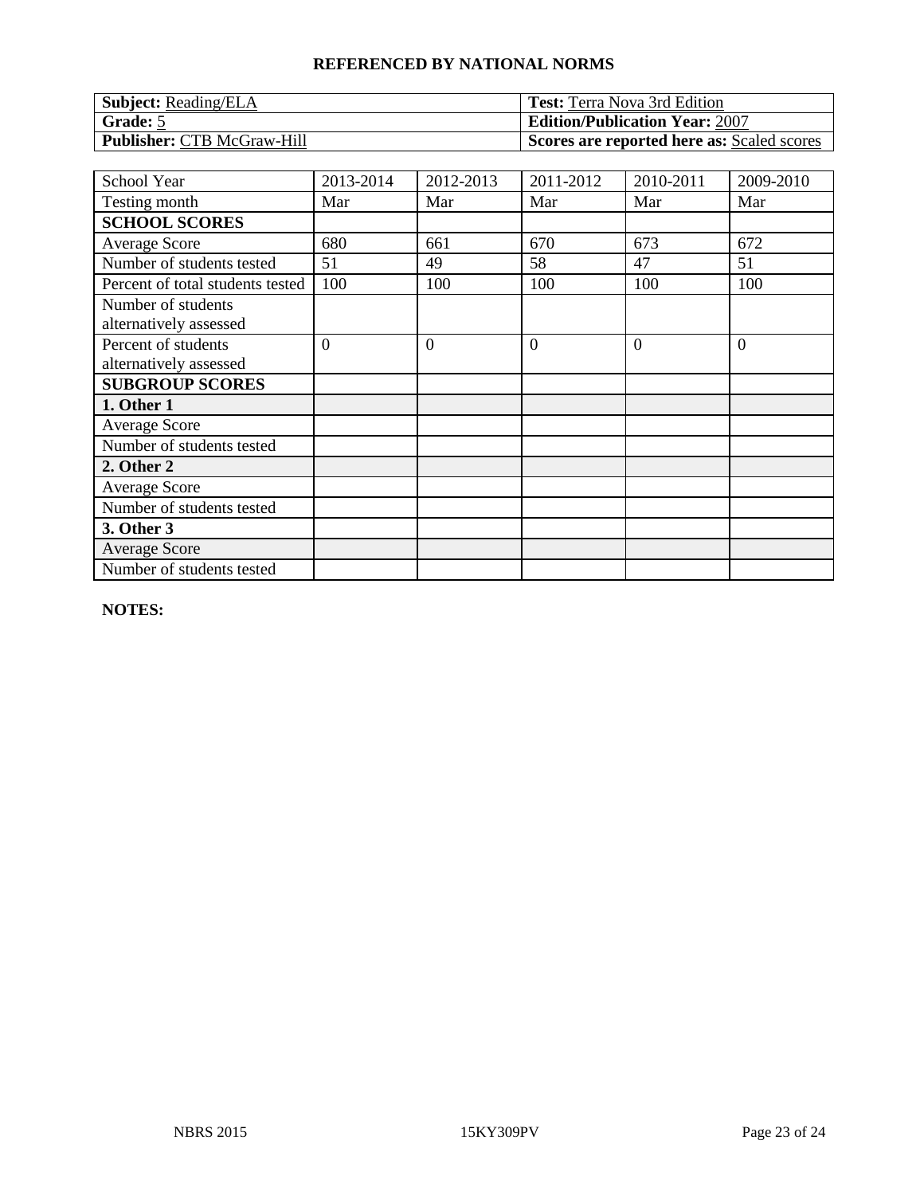## REFERENCED BY NATIONAL NORMS

| **Subject:** Reading/ELA | **Test:** Terra Nova 3rd Edition |
|---|---|
| **Grade:** 5 | **Edition/Publication Year:** 2007 |
| **Publisher:** CTB McGraw-Hill | **Scores are reported here as:** Scaled scores |

| School Year | 2013-2014 | 2012-2013 | 2011-2012 | 2010-2011 | 2009-2010 |
|---|---|---|---|---|---|
| Testing month | Mar | Mar | Mar | Mar | Mar |
| **SCHOOL SCORES** | | | | | |
| Average Score | 680 | 661 | 670 | 673 | 672 |
| Number of students tested | 51 | 49 | 58 | 47 | 51 |
| Percent of total students tested | 100 | 100 | 100 | 100 | 100 |
| Number of students alternatively assessed | | | | | |
| Percent of students alternatively assessed | 0 | 0 | 0 | 0 | 0 |
| **SUBGROUP SCORES** | | | | | |
| **1. Other 1** | | | | | |
| Average Score | | | | | |
| Number of students tested | | | | | |
| **2. Other 2** | | | | | |
| Average Score | | | | | |
| Number of students tested | | | | | |
| **3. Other 3** | | | | | |
| Average Score | | | | | |
| Number of students tested | | | | | |

**NOTES:**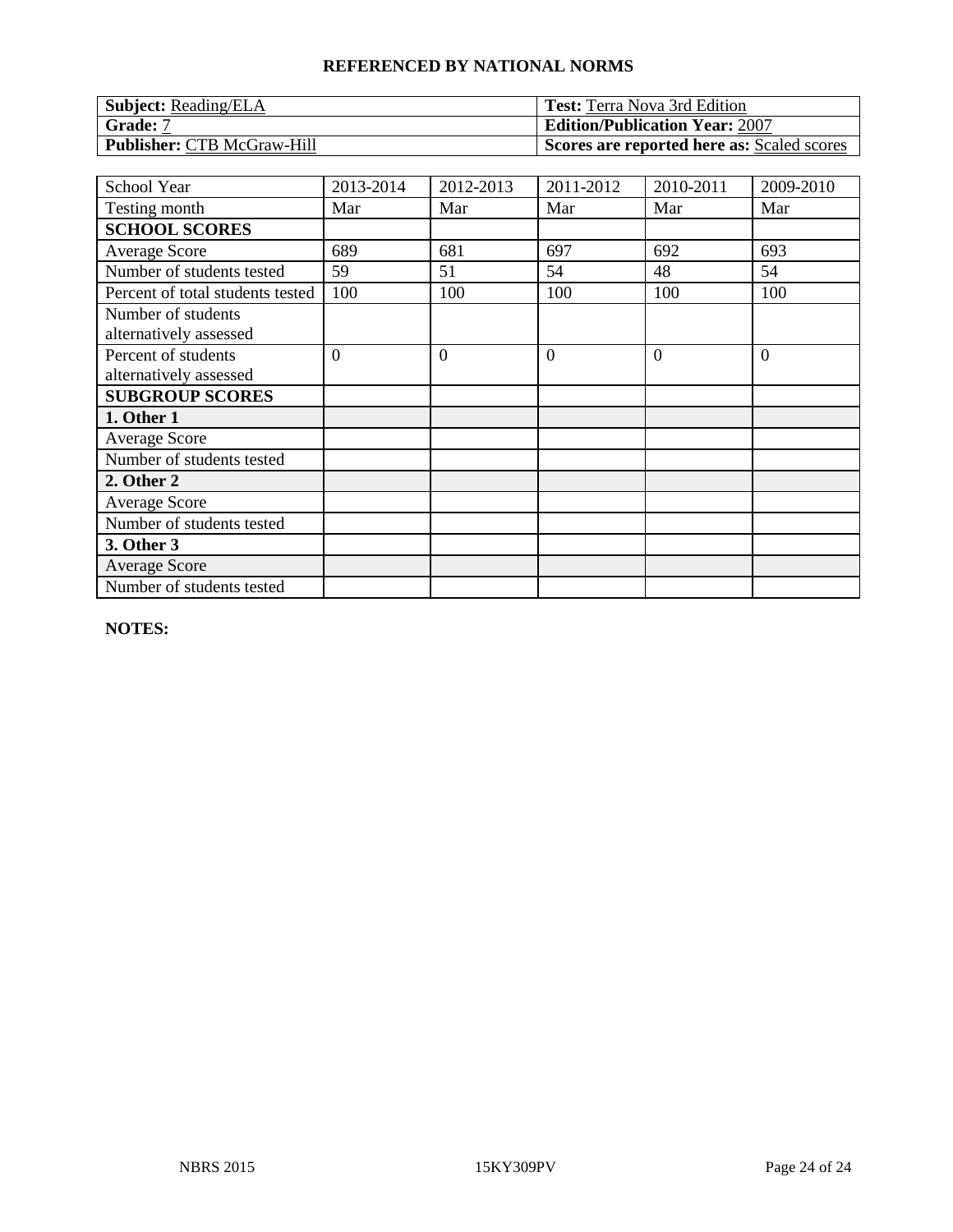## REFERENCED BY NATIONAL NORMS

| | |
|---|---|
| **Subject:** Reading/ELA | **Test:** Terra Nova 3rd Edition |
| **Grade:** 7 | **Edition/Publication Year:** 2007 |
| **Publisher:** CTB McGraw-Hill | **Scores are reported here as:** Scaled scores |

| School Year | 2013-2014 | 2012-2013 | 2011-2012 | 2010-2011 | 2009-2010 |
|---|---|---|---|---|---|
| Testing month | Mar | Mar | Mar | Mar | Mar |
| **SCHOOL SCORES** | | | | | |
| Average Score | 689 | 681 | 697 | 692 | 693 |
| Number of students tested | 59 | 51 | 54 | 48 | 54 |
| Percent of total students tested | 100 | 100 | 100 | 100 | 100 |
| Number of students alternatively assessed | | | | | |
| Percent of students alternatively assessed | 0 | 0 | 0 | 0 | 0 |
| **SUBGROUP SCORES** | | | | | |
| **1. Other 1** | | | | | |
| Average Score | | | | | |
| Number of students tested | | | | | |
| **2. Other 2** | | | | | |
| Average Score | | | | | |
| Number of students tested | | | | | |
| **3. Other 3** | | | | | |
| Average Score | | | | | |
| Number of students tested | | | | | |

**NOTES:**